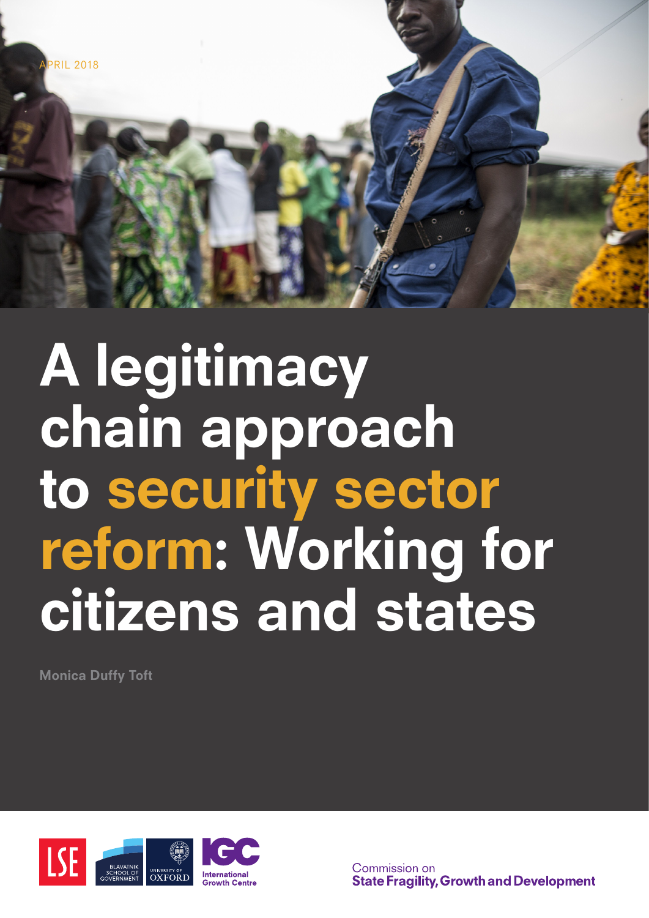APRIL 2018

# A legitimacy chain approach to security sector reform: Working for citizens and states

Monica Duffy Toft

LSE | Blavatnik School of Government | University of Oxford | IGC International Growth Centre

Commission on **State Fragility, Growth and Development**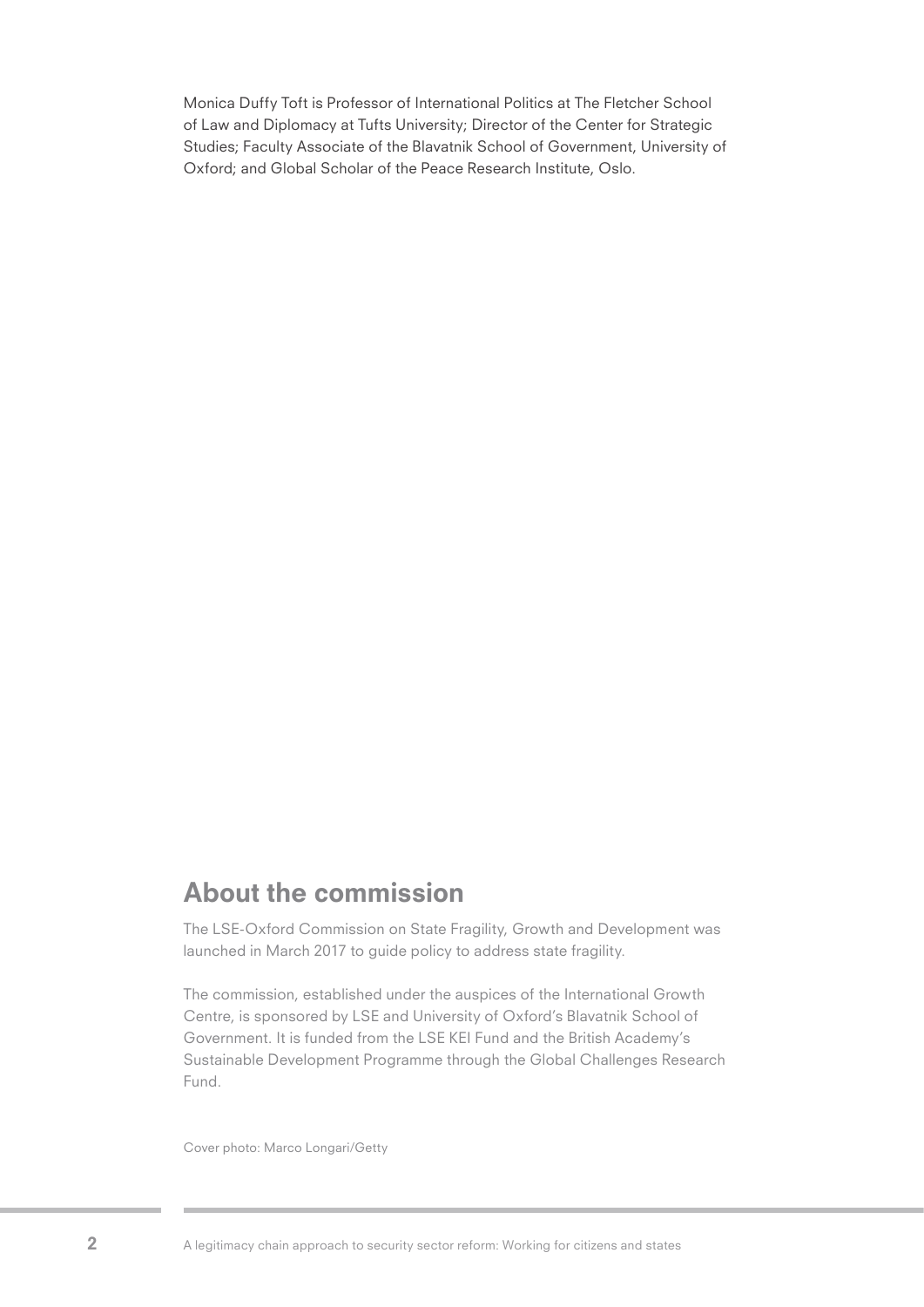Monica Duffy Toft is Professor of International Politics at The Fletcher School of Law and Diplomacy at Tufts University; Director of the Center for Strategic Studies; Faculty Associate of the Blavatnik School of Government, University of Oxford; and Global Scholar of the Peace Research Institute, Oslo.

## About the commission

The LSE-Oxford Commission on State Fragility, Growth and Development was launched in March 2017 to guide policy to address state fragility.

The commission, established under the auspices of the International Growth Centre, is sponsored by LSE and University of Oxford's Blavatnik School of Government. It is funded from the LSE KEI Fund and the British Academy's Sustainable Development Programme through the Global Challenges Research Fund.

Cover photo: Marco Longari/Getty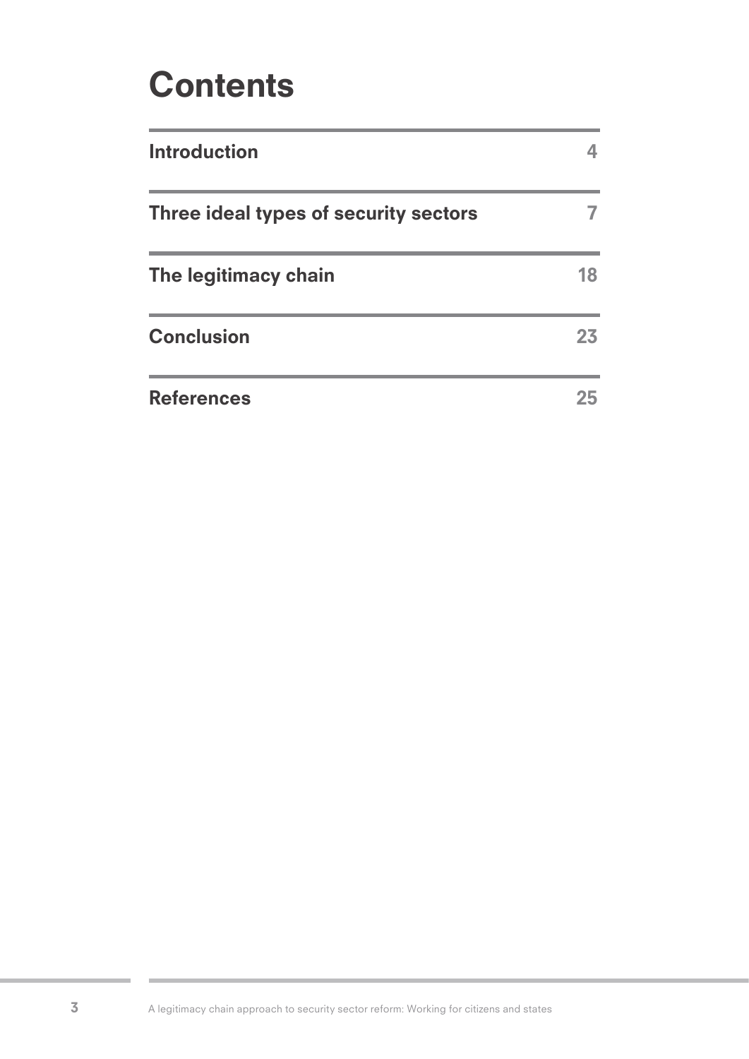# Contents

| | |
|---|---|
| **Introduction** | 4 |
| **Three ideal types of security sectors** | 7 |
| **The legitimacy chain** | 18 |
| **Conclusion** | 23 |
| **References** | 25 |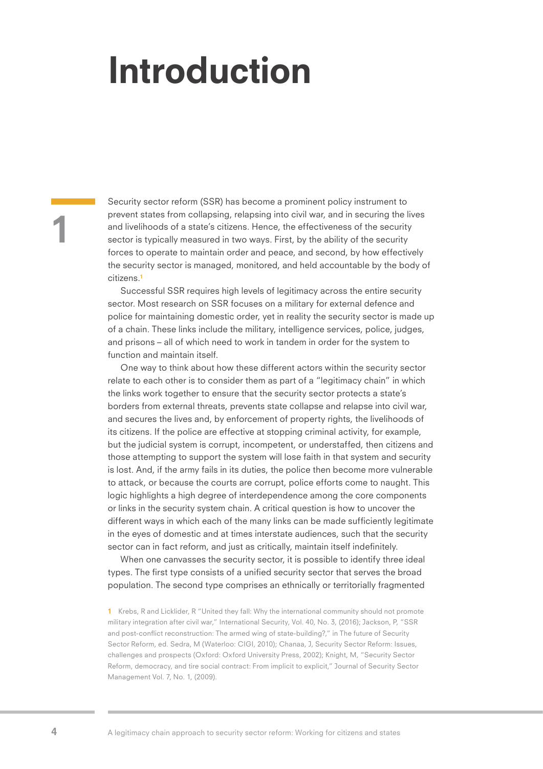# Introduction

## 1

Security sector reform (SSR) has become a prominent policy instrument to prevent states from collapsing, relapsing into civil war, and in securing the lives and livelihoods of a state's citizens. Hence, the effectiveness of the security sector is typically measured in two ways. First, by the ability of the security forces to operate to maintain order and peace, and second, by how effectively the security sector is managed, monitored, and held accountable by the body of citizens.[1]

Successful SSR requires high levels of legitimacy across the entire security sector. Most research on SSR focuses on a military for external defence and police for maintaining domestic order, yet in reality the security sector is made up of a chain. These links include the military, intelligence services, police, judges, and prisons – all of which need to work in tandem in order for the system to function and maintain itself.

One way to think about how these different actors within the security sector relate to each other is to consider them as part of a "legitimacy chain" in which the links work together to ensure that the security sector protects a state's borders from external threats, prevents state collapse and relapse into civil war, and secures the lives and, by enforcement of property rights, the livelihoods of its citizens. If the police are effective at stopping criminal activity, for example, but the judicial system is corrupt, incompetent, or understaffed, then citizens and those attempting to support the system will lose faith in that system and security is lost. And, if the army fails in its duties, the police then become more vulnerable to attack, or because the courts are corrupt, police efforts come to naught. This logic highlights a high degree of interdependence among the core components or links in the security system chain. A critical question is how to uncover the different ways in which each of the many links can be made sufficiently legitimate in the eyes of domestic and at times interstate audiences, such that the security sector can in fact reform, and just as critically, maintain itself indefinitely.

When one canvasses the security sector, it is possible to identify three ideal types. The first type consists of a unified security sector that serves the broad population. The second type comprises an ethnically or territorially fragmented

1 Krebs, R and Licklider, R "United they fall: Why the international community should not promote military integration after civil war," International Security, Vol. 40, No. 3, (2016); Jackson, P, "SSR and post-conflict reconstruction: The armed wing of state-building?," in The future of Security Sector Reform, ed. Sedra, M (Waterloo: CIGI, 2010); Chanaa, J, Security Sector Reform: Issues, challenges and prospects (Oxford: Oxford University Press, 2002); Knight, M, "Security Sector Reform, democracy, and tire social contract: From implicit to explicit," Journal of Security Sector Management Vol. 7, No. 1, (2009).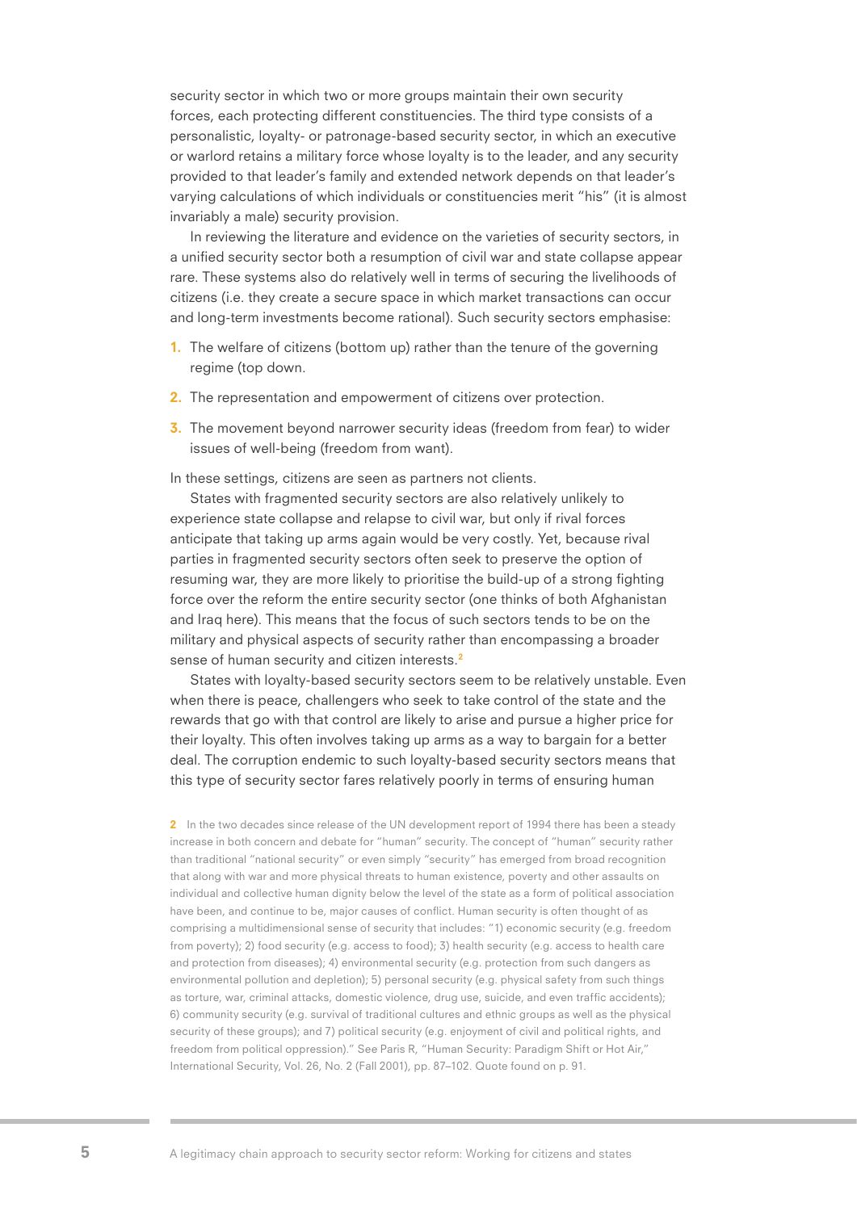security sector in which two or more groups maintain their own security forces, each protecting different constituencies. The third type consists of a personalistic, loyalty- or patronage-based security sector, in which an executive or warlord retains a military force whose loyalty is to the leader, and any security provided to that leader's family and extended network depends on that leader's varying calculations of which individuals or constituencies merit "his" (it is almost invariably a male) security provision.

In reviewing the literature and evidence on the varieties of security sectors, in a unified security sector both a resumption of civil war and state collapse appear rare. These systems also do relatively well in terms of securing the livelihoods of citizens (i.e. they create a secure space in which market transactions can occur and long-term investments become rational). Such security sectors emphasise:

1. The welfare of citizens (bottom up) rather than the tenure of the governing regime (top down.
2. The representation and empowerment of citizens over protection.
3. The movement beyond narrower security ideas (freedom from fear) to wider issues of well-being (freedom from want).

In these settings, citizens are seen as partners not clients.

States with fragmented security sectors are also relatively unlikely to experience state collapse and relapse to civil war, but only if rival forces anticipate that taking up arms again would be very costly. Yet, because rival parties in fragmented security sectors often seek to preserve the option of resuming war, they are more likely to prioritise the build-up of a strong fighting force over the reform the entire security sector (one thinks of both Afghanistan and Iraq here). This means that the focus of such sectors tends to be on the military and physical aspects of security rather than encompassing a broader sense of human security and citizen interests.[2]

States with loyalty-based security sectors seem to be relatively unstable. Even when there is peace, challengers who seek to take control of the state and the rewards that go with that control are likely to arise and pursue a higher price for their loyalty. This often involves taking up arms as a way to bargain for a better deal. The corruption endemic to such loyalty-based security sectors means that this type of security sector fares relatively poorly in terms of ensuring human

2 In the two decades since release of the UN development report of 1994 there has been a steady increase in both concern and debate for "human" security. The concept of "human" security rather than traditional "national security" or even simply "security" has emerged from broad recognition that along with war and more physical threats to human existence, poverty and other assaults on individual and collective human dignity below the level of the state as a form of political association have been, and continue to be, major causes of conflict. Human security is often thought of as comprising a multidimensional sense of security that includes: "1) economic security (e.g. freedom from poverty); 2) food security (e.g. access to food); 3) health security (e.g. access to health care and protection from diseases); 4) environmental security (e.g. protection from such dangers as environmental pollution and depletion); 5) personal security (e.g. physical safety from such things as torture, war, criminal attacks, domestic violence, drug use, suicide, and even traffic accidents); 6) community security (e.g. survival of traditional cultures and ethnic groups as well as the physical security of these groups); and 7) political security (e.g. enjoyment of civil and political rights, and freedom from political oppression)." See Paris R, "Human Security: Paradigm Shift or Hot Air," International Security, Vol. 26, No. 2 (Fall 2001), pp. 87–102. Quote found on p. 91.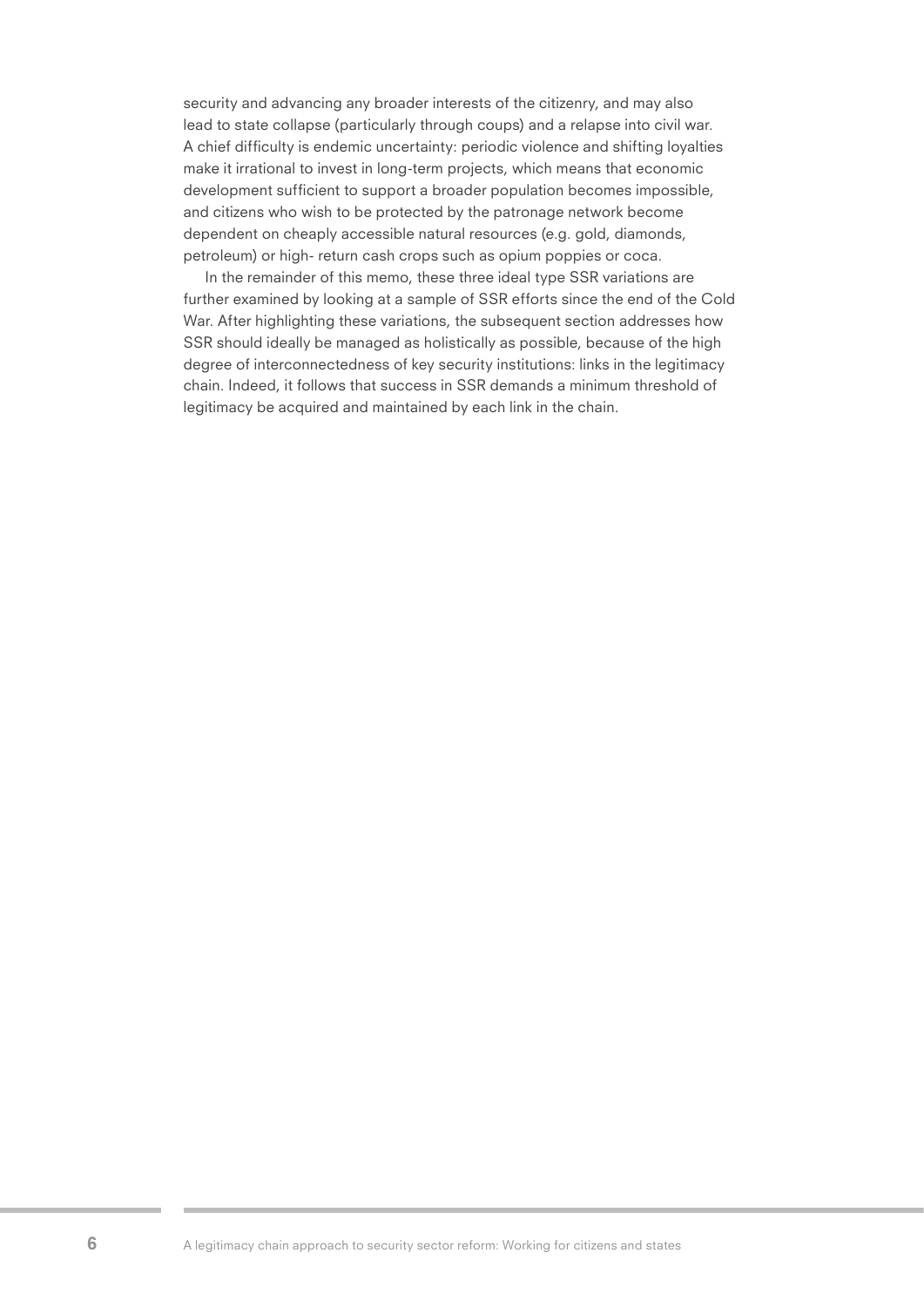security and advancing any broader interests of the citizenry, and may also lead to state collapse (particularly through coups) and a relapse into civil war. A chief difficulty is endemic uncertainty: periodic violence and shifting loyalties make it irrational to invest in long-term projects, which means that economic development sufficient to support a broader population becomes impossible, and citizens who wish to be protected by the patronage network become dependent on cheaply accessible natural resources (e.g. gold, diamonds, petroleum) or high- return cash crops such as opium poppies or coca.

In the remainder of this memo, these three ideal type SSR variations are further examined by looking at a sample of SSR efforts since the end of the Cold War. After highlighting these variations, the subsequent section addresses how SSR should ideally be managed as holistically as possible, because of the high degree of interconnectedness of key security institutions: links in the legitimacy chain. Indeed, it follows that success in SSR demands a minimum threshold of legitimacy be acquired and maintained by each link in the chain.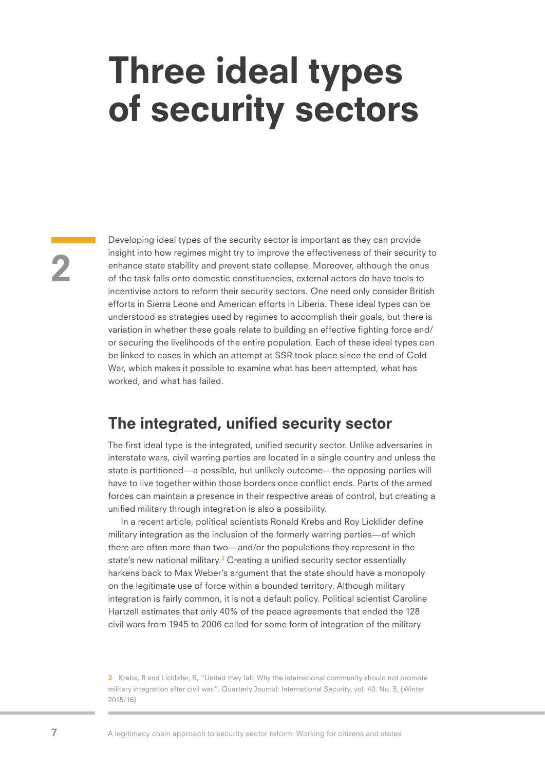# Three ideal types of security sectors

2

Developing ideal types of the security sector is important as they can provide insight into how regimes might try to improve the effectiveness of their security to enhance state stability and prevent state collapse. Moreover, although the onus of the task falls onto domestic constituencies, external actors do have tools to incentivise actors to reform their security sectors. One need only consider British efforts in Sierra Leone and American efforts in Liberia. These ideal types can be understood as strategies used by regimes to accomplish their goals, but there is variation in whether these goals relate to building an effective fighting force and/or securing the livelihoods of the entire population. Each of these ideal types can be linked to cases in which an attempt at SSR took place since the end of Cold War, which makes it possible to examine what has been attempted, what has worked, and what has failed.

## The integrated, unified security sector

The first ideal type is the integrated, unified security sector. Unlike adversaries in interstate wars, civil warring parties are located in a single country and unless the state is partitioned—a possible, but unlikely outcome—the opposing parties will have to live together within those borders once conflict ends. Parts of the armed forces can maintain a presence in their respective areas of control, but creating a unified military through integration is also a possibility.

In a recent article, political scientists Ronald Krebs and Roy Licklider define military integration as the inclusion of the formerly warring parties—of which there are often more than two—and/or the populations they represent in the state's new national military.[3] Creating a unified security sector essentially harkens back to Max Weber's argument that the state should have a monopoly on the legitimate use of force within a bounded territory. Although military integration is fairly common, it is not a default policy. Political scientist Caroline Hartzell estimates that only 40% of the peace agreements that ended the 128 civil wars from 1945 to 2006 called for some form of integration of the military

[3] Krebs, R and Licklider, R, "United they fall: Why the international community should not promote military integration after civil war.", Quarterly Journal: International Security, vol. 40. No. 3, (Winter 2015/16)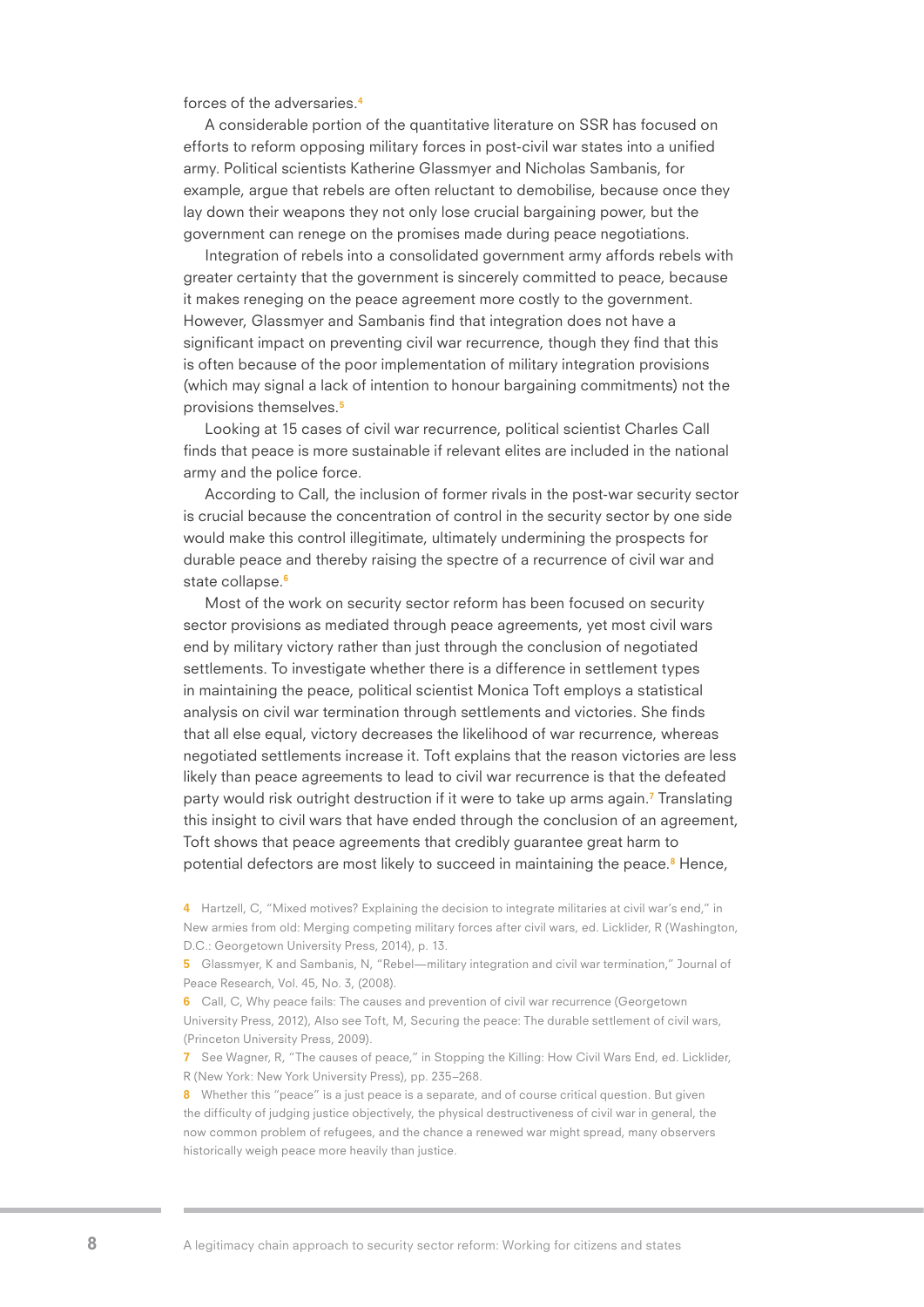forces of the adversaries.[4]

A considerable portion of the quantitative literature on SSR has focused on efforts to reform opposing military forces in post-civil war states into a unified army. Political scientists Katherine Glassmyer and Nicholas Sambanis, for example, argue that rebels are often reluctant to demobilise, because once they lay down their weapons they not only lose crucial bargaining power, but the government can renege on the promises made during peace negotiations.

Integration of rebels into a consolidated government army affords rebels with greater certainty that the government is sincerely committed to peace, because it makes reneging on the peace agreement more costly to the government. However, Glassmyer and Sambanis find that integration does not have a significant impact on preventing civil war recurrence, though they find that this is often because of the poor implementation of military integration provisions (which may signal a lack of intention to honour bargaining commitments) not the provisions themselves.[5]

Looking at 15 cases of civil war recurrence, political scientist Charles Call finds that peace is more sustainable if relevant elites are included in the national army and the police force.

According to Call, the inclusion of former rivals in the post-war security sector is crucial because the concentration of control in the security sector by one side would make this control illegitimate, ultimately undermining the prospects for durable peace and thereby raising the spectre of a recurrence of civil war and state collapse.[6]

Most of the work on security sector reform has been focused on security sector provisions as mediated through peace agreements, yet most civil wars end by military victory rather than just through the conclusion of negotiated settlements. To investigate whether there is a difference in settlement types in maintaining the peace, political scientist Monica Toft employs a statistical analysis on civil war termination through settlements and victories. She finds that all else equal, victory decreases the likelihood of war recurrence, whereas negotiated settlements increase it. Toft explains that the reason victories are less likely than peace agreements to lead to civil war recurrence is that the defeated party would risk outright destruction if it were to take up arms again.[7] Translating this insight to civil wars that have ended through the conclusion of an agreement, Toft shows that peace agreements that credibly guarantee great harm to potential defectors are most likely to succeed in maintaining the peace.[8] Hence,

---

4 Hartzell, C, "Mixed motives? Explaining the decision to integrate militaries at civil war's end," in New armies from old: Merging competing military forces after civil wars, ed. Licklider, R (Washington, D.C.: Georgetown University Press, 2014), p. 13.

5 Glassmyer, K and Sambanis, N, "Rebel—military integration and civil war termination," Journal of Peace Research, Vol. 45, No. 3, (2008).

6 Call, C, Why peace fails: The causes and prevention of civil war recurrence (Georgetown University Press, 2012), Also see Toft, M, Securing the peace: The durable settlement of civil wars, (Princeton University Press, 2009).

7 See Wagner, R, "The causes of peace," in Stopping the Killing: How Civil Wars End, ed. Licklider, R (New York: New York University Press), pp. 235–268.

8 Whether this "peace" is a just peace is a separate, and of course critical question. But given the difficulty of judging justice objectively, the physical destructiveness of civil war in general, the now common problem of refugees, and the chance a renewed war might spread, many observers historically weigh peace more heavily than justice.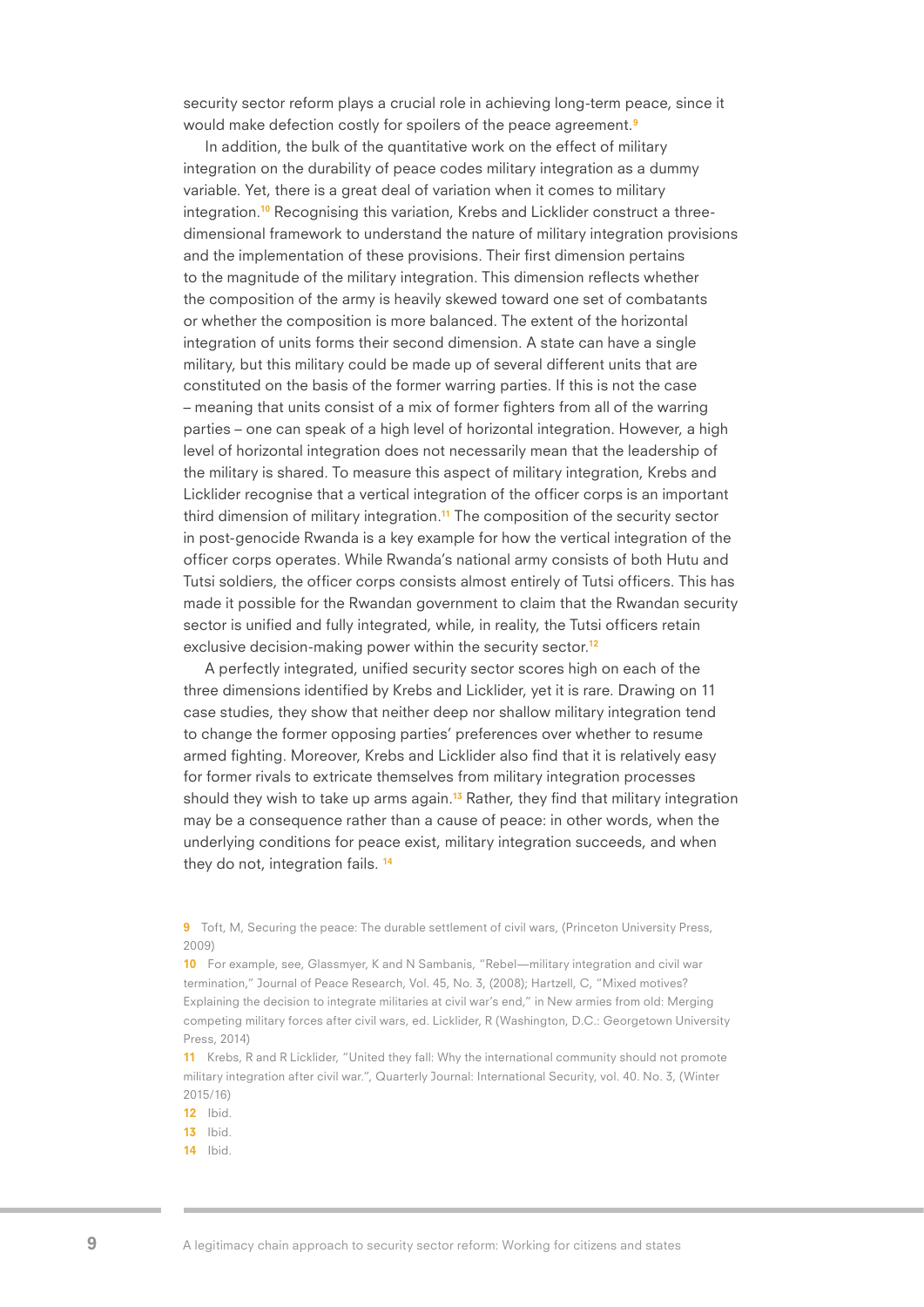security sector reform plays a crucial role in achieving long-term peace, since it would make defection costly for spoilers of the peace agreement.[9]

In addition, the bulk of the quantitative work on the effect of military integration on the durability of peace codes military integration as a dummy variable. Yet, there is a great deal of variation when it comes to military integration.[10] Recognising this variation, Krebs and Licklider construct a three-dimensional framework to understand the nature of military integration provisions and the implementation of these provisions. Their first dimension pertains to the magnitude of the military integration. This dimension reflects whether the composition of the army is heavily skewed toward one set of combatants or whether the composition is more balanced. The extent of the horizontal integration of units forms their second dimension. A state can have a single military, but this military could be made up of several different units that are constituted on the basis of the former warring parties. If this is not the case – meaning that units consist of a mix of former fighters from all of the warring parties – one can speak of a high level of horizontal integration. However, a high level of horizontal integration does not necessarily mean that the leadership of the military is shared. To measure this aspect of military integration, Krebs and Licklider recognise that a vertical integration of the officer corps is an important third dimension of military integration.[11] The composition of the security sector in post-genocide Rwanda is a key example for how the vertical integration of the officer corps operates. While Rwanda's national army consists of both Hutu and Tutsi soldiers, the officer corps consists almost entirely of Tutsi officers. This has made it possible for the Rwandan government to claim that the Rwandan security sector is unified and fully integrated, while, in reality, the Tutsi officers retain exclusive decision-making power within the security sector.[12]

A perfectly integrated, unified security sector scores high on each of the three dimensions identified by Krebs and Licklider, yet it is rare. Drawing on 11 case studies, they show that neither deep nor shallow military integration tend to change the former opposing parties' preferences over whether to resume armed fighting. Moreover, Krebs and Licklider also find that it is relatively easy for former rivals to extricate themselves from military integration processes should they wish to take up arms again.[13] Rather, they find that military integration may be a consequence rather than a cause of peace: in other words, when the underlying conditions for peace exist, military integration succeeds, and when they do not, integration fails.[14]

9 Toft, M, Securing the peace: The durable settlement of civil wars, (Princeton University Press, 2009)

10 For example, see, Glassmyer, K and N Sambanis, "Rebel—military integration and civil war termination," Journal of Peace Research, Vol. 45, No. 3, (2008); Hartzell, C, "Mixed motives? Explaining the decision to integrate militaries at civil war's end," in New armies from old: Merging competing military forces after civil wars, ed. Licklider, R (Washington, D.C.: Georgetown University Press, 2014)

11 Krebs, R and R Licklider, "United they fall: Why the international community should not promote military integration after civil war.", Quarterly Journal: International Security, vol. 40. No. 3, (Winter 2015/16)

12 Ibid.

13 Ibid.

14 Ibid.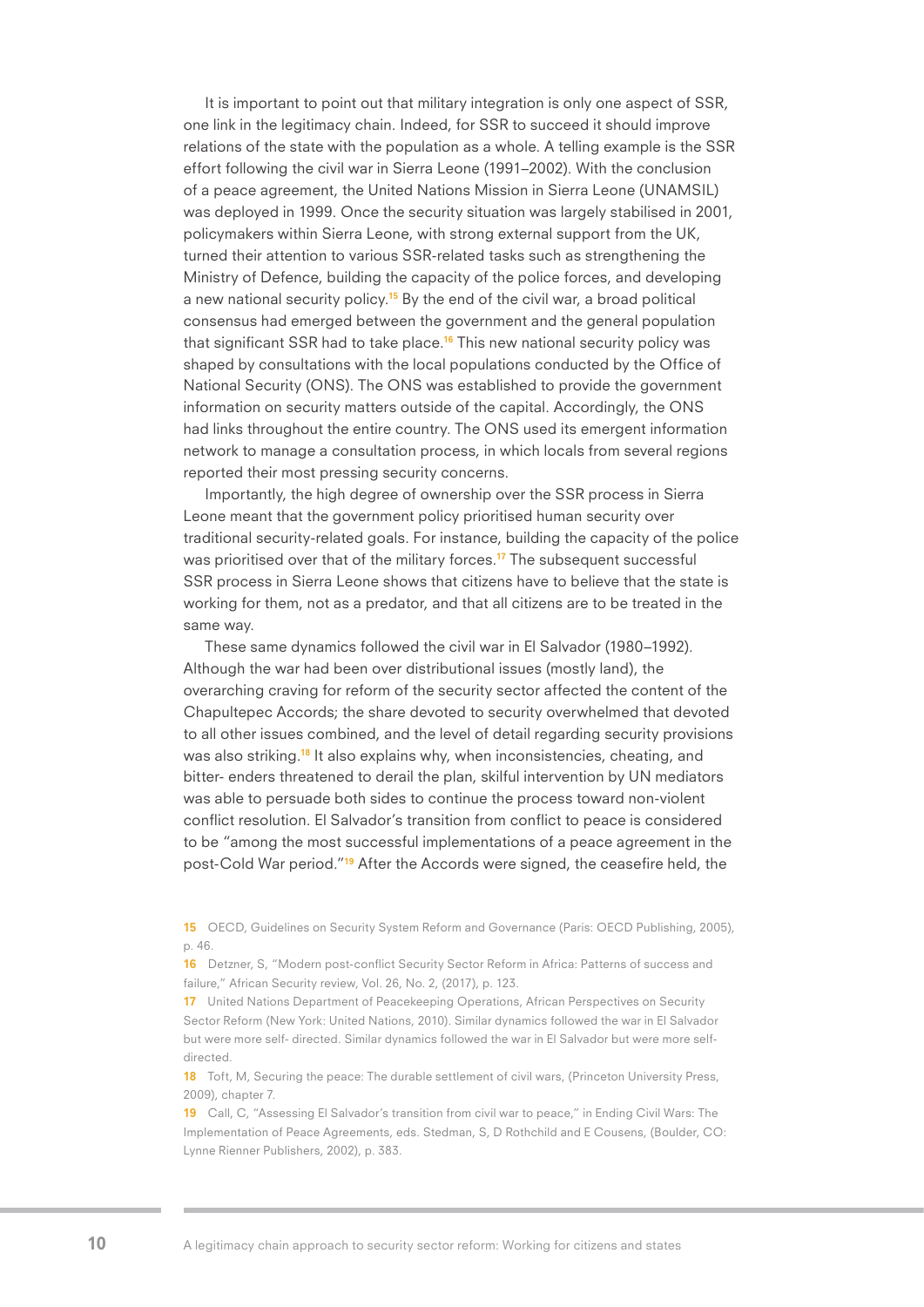It is important to point out that military integration is only one aspect of SSR, one link in the legitimacy chain. Indeed, for SSR to succeed it should improve relations of the state with the population as a whole. A telling example is the SSR effort following the civil war in Sierra Leone (1991–2002). With the conclusion of a peace agreement, the United Nations Mission in Sierra Leone (UNAMSIL) was deployed in 1999. Once the security situation was largely stabilised in 2001, policymakers within Sierra Leone, with strong external support from the UK, turned their attention to various SSR-related tasks such as strengthening the Ministry of Defence, building the capacity of the police forces, and developing a new national security policy.[15] By the end of the civil war, a broad political consensus had emerged between the government and the general population that significant SSR had to take place.[16] This new national security policy was shaped by consultations with the local populations conducted by the Office of National Security (ONS). The ONS was established to provide the government information on security matters outside of the capital. Accordingly, the ONS had links throughout the entire country. The ONS used its emergent information network to manage a consultation process, in which locals from several regions reported their most pressing security concerns.

Importantly, the high degree of ownership over the SSR process in Sierra Leone meant that the government policy prioritised human security over traditional security-related goals. For instance, building the capacity of the police was prioritised over that of the military forces.[17] The subsequent successful SSR process in Sierra Leone shows that citizens have to believe that the state is working for them, not as a predator, and that all citizens are to be treated in the same way.

These same dynamics followed the civil war in El Salvador (1980–1992). Although the war had been over distributional issues (mostly land), the overarching craving for reform of the security sector affected the content of the Chapultepec Accords; the share devoted to security overwhelmed that devoted to all other issues combined, and the level of detail regarding security provisions was also striking.[18] It also explains why, when inconsistencies, cheating, and bitter- enders threatened to derail the plan, skilful intervention by UN mediators was able to persuade both sides to continue the process toward non-violent conflict resolution. El Salvador's transition from conflict to peace is considered to be "among the most successful implementations of a peace agreement in the post-Cold War period."[19] After the Accords were signed, the ceasefire held, the

---

15 OECD, Guidelines on Security System Reform and Governance (Paris: OECD Publishing, 2005), p. 46.

16 Detzner, S, "Modern post-conflict Security Sector Reform in Africa: Patterns of success and failure," African Security review, Vol. 26, No. 2, (2017), p. 123.

17 United Nations Department of Peacekeeping Operations, African Perspectives on Security Sector Reform (New York: United Nations, 2010). Similar dynamics followed the war in El Salvador but were more self- directed. Similar dynamics followed the war in El Salvador but were more self-directed.

18 Toft, M, Securing the peace: The durable settlement of civil wars, (Princeton University Press, 2009), chapter 7.

19 Call, C, "Assessing El Salvador's transition from civil war to peace," in Ending Civil Wars: The Implementation of Peace Agreements, eds. Stedman, S, D Rothchild and E Cousens, (Boulder, CO: Lynne Rienner Publishers, 2002), p. 383.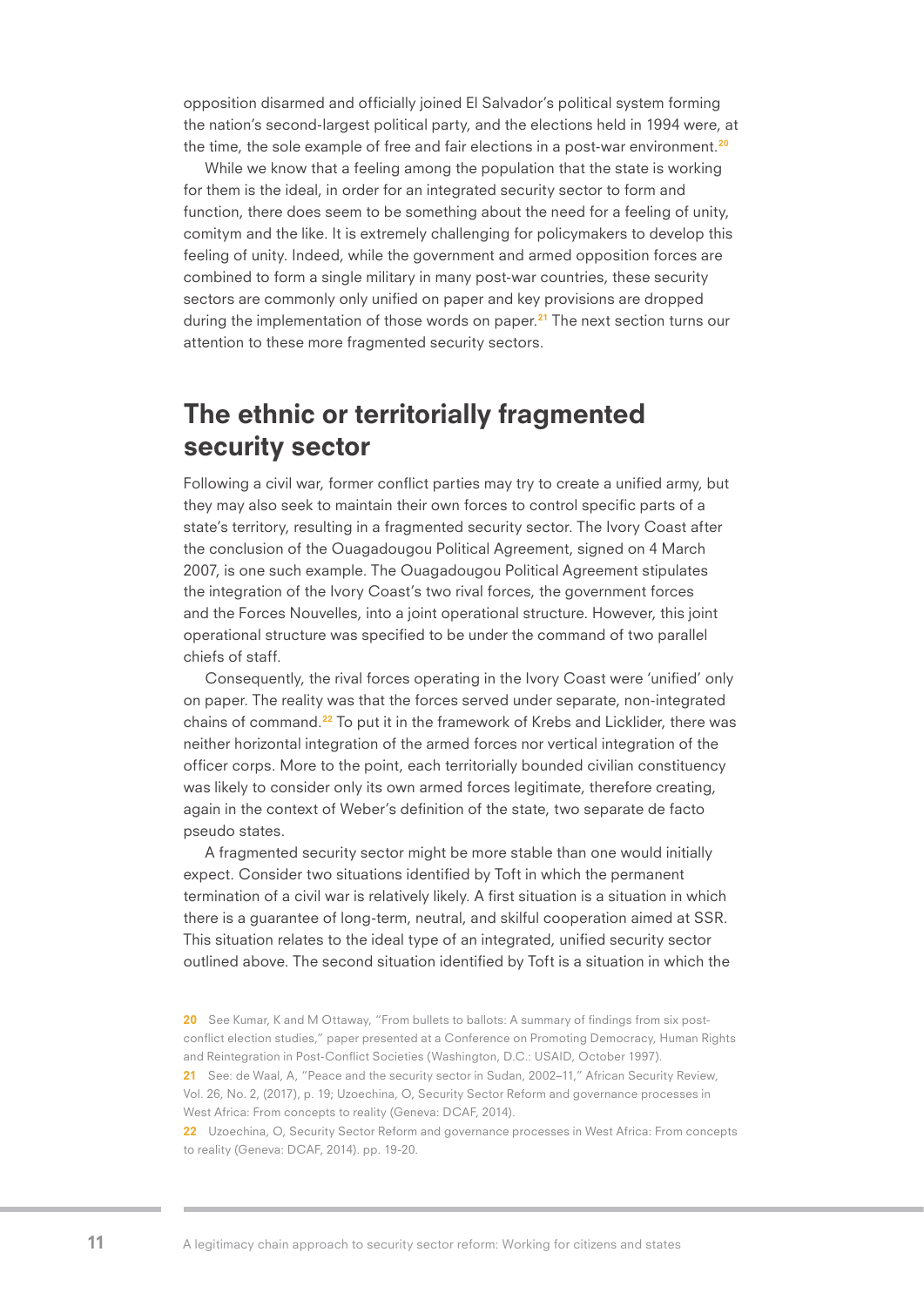opposition disarmed and officially joined El Salvador's political system forming the nation's second-largest political party, and the elections held in 1994 were, at the time, the sole example of free and fair elections in a post-war environment.[20]

While we know that a feeling among the population that the state is working for them is the ideal, in order for an integrated security sector to form and function, there does seem to be something about the need for a feeling of unity, comitym and the like. It is extremely challenging for policymakers to develop this feeling of unity. Indeed, while the government and armed opposition forces are combined to form a single military in many post-war countries, these security sectors are commonly only unified on paper and key provisions are dropped during the implementation of those words on paper.[21] The next section turns our attention to these more fragmented security sectors.

## The ethnic or territorially fragmented security sector

Following a civil war, former conflict parties may try to create a unified army, but they may also seek to maintain their own forces to control specific parts of a state's territory, resulting in a fragmented security sector. The Ivory Coast after the conclusion of the Ouagadougou Political Agreement, signed on 4 March 2007, is one such example. The Ouagadougou Political Agreement stipulates the integration of the Ivory Coast's two rival forces, the government forces and the Forces Nouvelles, into a joint operational structure. However, this joint operational structure was specified to be under the command of two parallel chiefs of staff.

Consequently, the rival forces operating in the Ivory Coast were 'unified' only on paper. The reality was that the forces served under separate, non-integrated chains of command.[22] To put it in the framework of Krebs and Licklider, there was neither horizontal integration of the armed forces nor vertical integration of the officer corps. More to the point, each territorially bounded civilian constituency was likely to consider only its own armed forces legitimate, therefore creating, again in the context of Weber's definition of the state, two separate de facto pseudo states.

A fragmented security sector might be more stable than one would initially expect. Consider two situations identified by Toft in which the permanent termination of a civil war is relatively likely. A first situation is a situation in which there is a guarantee of long-term, neutral, and skilful cooperation aimed at SSR. This situation relates to the ideal type of an integrated, unified security sector outlined above. The second situation identified by Toft is a situation in which the

---

20 See Kumar, K and M Ottaway, "From bullets to ballots: A summary of findings from six post-conflict election studies," paper presented at a Conference on Promoting Democracy, Human Rights and Reintegration in Post-Conflict Societies (Washington, D.C.: USAID, October 1997).

21 See: de Waal, A, "Peace and the security sector in Sudan, 2002–11," African Security Review, Vol. 26, No. 2, (2017), p. 19; Uzoechina, O, Security Sector Reform and governance processes in West Africa: From concepts to reality (Geneva: DCAF, 2014).

22 Uzoechina, O, Security Sector Reform and governance processes in West Africa: From concepts to reality (Geneva: DCAF, 2014). pp. 19-20.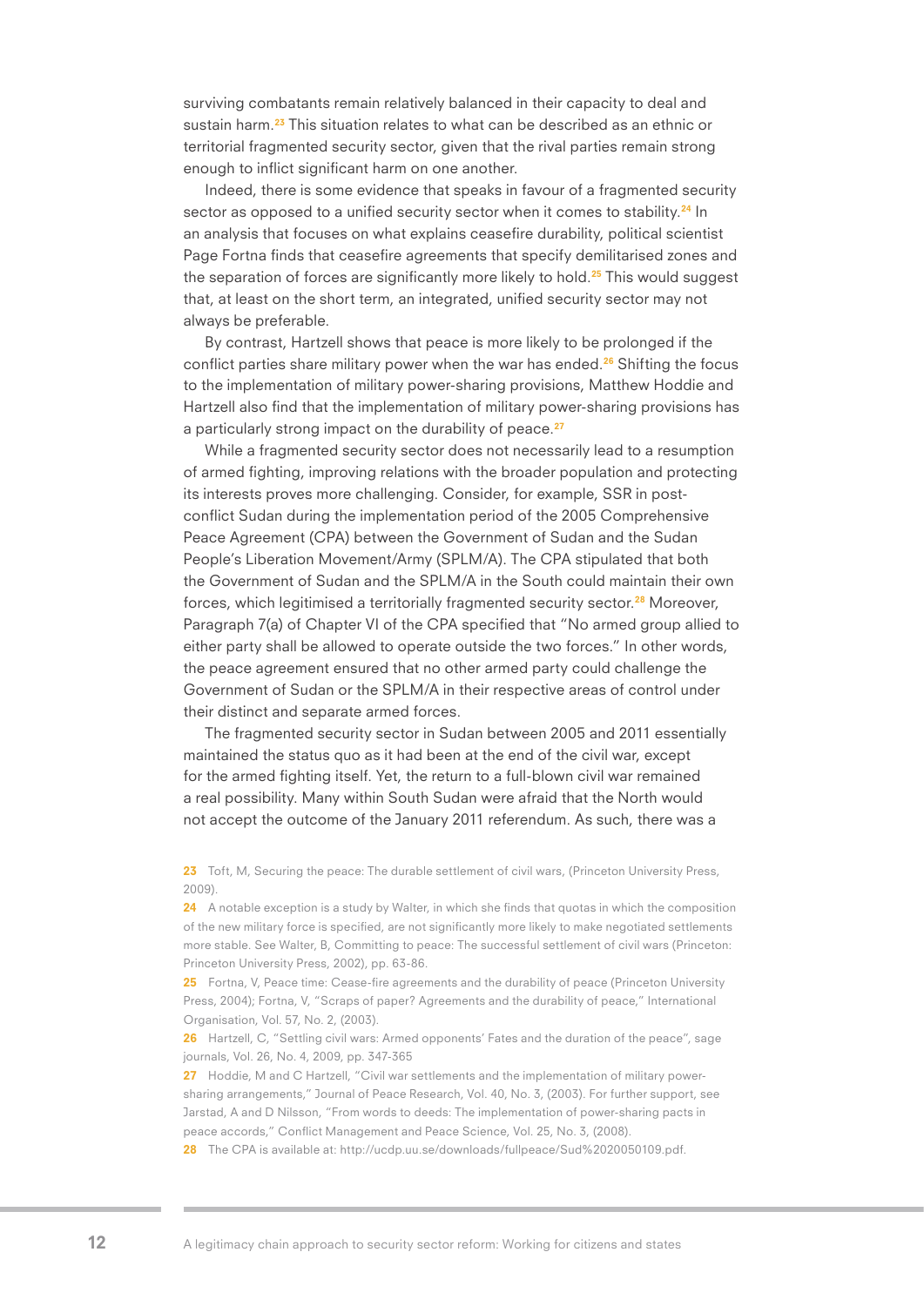surviving combatants remain relatively balanced in their capacity to deal and sustain harm.[23] This situation relates to what can be described as an ethnic or territorial fragmented security sector, given that the rival parties remain strong enough to inflict significant harm on one another.

Indeed, there is some evidence that speaks in favour of a fragmented security sector as opposed to a unified security sector when it comes to stability.[24] In an analysis that focuses on what explains ceasefire durability, political scientist Page Fortna finds that ceasefire agreements that specify demilitarised zones and the separation of forces are significantly more likely to hold.[25] This would suggest that, at least on the short term, an integrated, unified security sector may not always be preferable.

By contrast, Hartzell shows that peace is more likely to be prolonged if the conflict parties share military power when the war has ended.[26] Shifting the focus to the implementation of military power-sharing provisions, Matthew Hoddie and Hartzell also find that the implementation of military power-sharing provisions has a particularly strong impact on the durability of peace.[27]

While a fragmented security sector does not necessarily lead to a resumption of armed fighting, improving relations with the broader population and protecting its interests proves more challenging. Consider, for example, SSR in post-conflict Sudan during the implementation period of the 2005 Comprehensive Peace Agreement (CPA) between the Government of Sudan and the Sudan People's Liberation Movement/Army (SPLM/A). The CPA stipulated that both the Government of Sudan and the SPLM/A in the South could maintain their own forces, which legitimised a territorially fragmented security sector.[28] Moreover, Paragraph 7(a) of Chapter VI of the CPA specified that "No armed group allied to either party shall be allowed to operate outside the two forces." In other words, the peace agreement ensured that no other armed party could challenge the Government of Sudan or the SPLM/A in their respective areas of control under their distinct and separate armed forces.

The fragmented security sector in Sudan between 2005 and 2011 essentially maintained the status quo as it had been at the end of the civil war, except for the armed fighting itself. Yet, the return to a full-blown civil war remained a real possibility. Many within South Sudan were afraid that the North would not accept the outcome of the January 2011 referendum. As such, there was a

---

23 Toft, M, Securing the peace: The durable settlement of civil wars, (Princeton University Press, 2009).

24 A notable exception is a study by Walter, in which she finds that quotas in which the composition of the new military force is specified, are not significantly more likely to make negotiated settlements more stable. See Walter, B, Committing to peace: The successful settlement of civil wars (Princeton: Princeton University Press, 2002), pp. 63-86.

25 Fortna, V, Peace time: Cease-fire agreements and the durability of peace (Princeton University Press, 2004); Fortna, V, "Scraps of paper? Agreements and the durability of peace," International Organisation, Vol. 57, No. 2, (2003).

26 Hartzell, C, "Settling civil wars: Armed opponents' Fates and the duration of the peace", sage journals, Vol. 26, No. 4, 2009, pp. 347-365

27 Hoddie, M and C Hartzell, "Civil war settlements and the implementation of military power-sharing arrangements," Journal of Peace Research, Vol. 40, No. 3, (2003). For further support, see Jarstad, A and D Nilsson, "From words to deeds: The implementation of power-sharing pacts in peace accords," Conflict Management and Peace Science, Vol. 25, No. 3, (2008).

28 The CPA is available at: http://ucdp.uu.se/downloads/fullpeace/Sud%2020050109.pdf.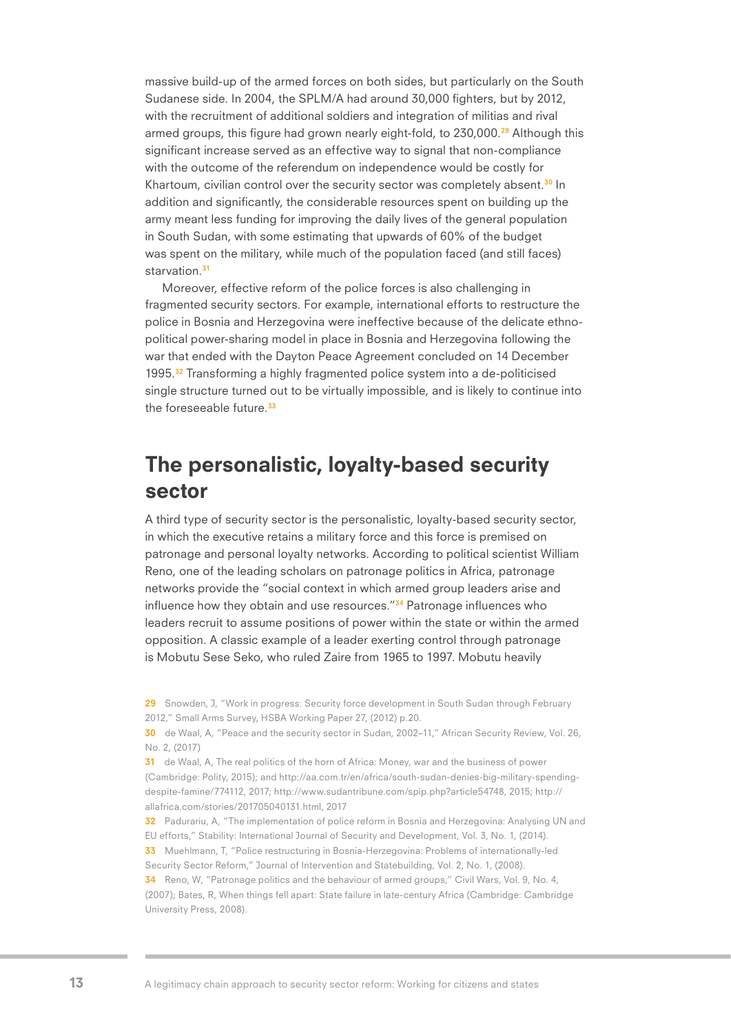massive build-up of the armed forces on both sides, but particularly on the South Sudanese side. In 2004, the SPLM/A had around 30,000 fighters, but by 2012, with the recruitment of additional soldiers and integration of militias and rival armed groups, this figure had grown nearly eight-fold, to 230,000.[29] Although this significant increase served as an effective way to signal that non-compliance with the outcome of the referendum on independence would be costly for Khartoum, civilian control over the security sector was completely absent.[30] In addition and significantly, the considerable resources spent on building up the army meant less funding for improving the daily lives of the general population in South Sudan, with some estimating that upwards of 60% of the budget was spent on the military, while much of the population faced (and still faces) starvation.[31]

Moreover, effective reform of the police forces is also challenging in fragmented security sectors. For example, international efforts to restructure the police in Bosnia and Herzegovina were ineffective because of the delicate ethno-political power-sharing model in place in Bosnia and Herzegovina following the war that ended with the Dayton Peace Agreement concluded on 14 December 1995.[32] Transforming a highly fragmented police system into a de-politicised single structure turned out to be virtually impossible, and is likely to continue into the foreseeable future.[33]

## The personalistic, loyalty-based security sector

A third type of security sector is the personalistic, loyalty-based security sector, in which the executive retains a military force and this force is premised on patronage and personal loyalty networks. According to political scientist William Reno, one of the leading scholars on patronage politics in Africa, patronage networks provide the "social context in which armed group leaders arise and influence how they obtain and use resources."[34] Patronage influences who leaders recruit to assume positions of power within the state or within the armed opposition. A classic example of a leader exerting control through patronage is Mobutu Sese Seko, who ruled Zaire from 1965 to 1997. Mobutu heavily

---

29 Snowden, J, "Work in progress: Security force development in South Sudan through February 2012," Small Arms Survey, HSBA Working Paper 27, (2012) p.20.

30 de Waal, A, "Peace and the security sector in Sudan, 2002–11," African Security Review, Vol. 26, No. 2, (2017)

31 de Waal, A, The real politics of the horn of Africa: Money, war and the business of power (Cambridge: Polity, 2015); and http://aa.com.tr/en/africa/south-sudan-denies-big-military-spending-despite-famine/774112, 2017; http://www.sudantribune.com/spip.php?article54748, 2015; http://allafrica.com/stories/201705040131.html, 2017

32 Padurariu, A, "The implementation of police reform in Bosnia and Herzegovina: Analysing UN and EU efforts," Stability: International Journal of Security and Development, Vol. 3, No. 1, (2014).

33 Muehlmann, T, "Police restructuring in Bosnia-Herzegovina: Problems of internationally-led Security Sector Reform," Journal of Intervention and Statebuilding, Vol. 2, No. 1, (2008).

34 Reno, W, "Patronage politics and the behaviour of armed groups," Civil Wars, Vol. 9, No. 4, (2007); Bates, R, When things fell apart: State failure in late-century Africa (Cambridge: Cambridge University Press, 2008).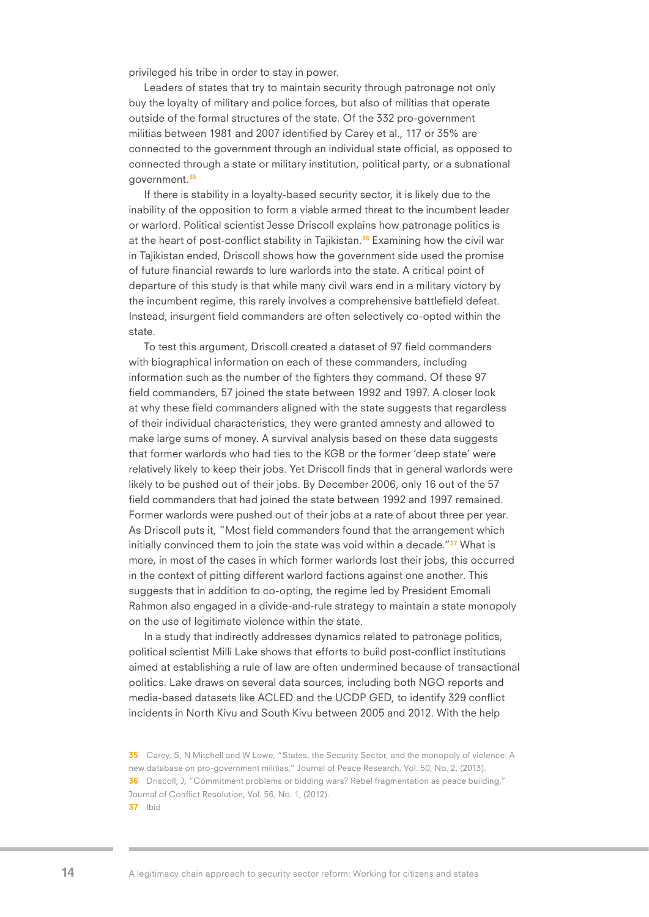privileged his tribe in order to stay in power.

Leaders of states that try to maintain security through patronage not only buy the loyalty of military and police forces, but also of militias that operate outside of the formal structures of the state. Of the 332 pro-government militias between 1981 and 2007 identified by Carey et al., 117 or 35% are connected to the government through an individual state official, as opposed to connected through a state or military institution, political party, or a subnational government.[35]

If there is stability in a loyalty-based security sector, it is likely due to the inability of the opposition to form a viable armed threat to the incumbent leader or warlord. Political scientist Jesse Driscoll explains how patronage politics is at the heart of post-conflict stability in Tajikistan.[36] Examining how the civil war in Tajikistan ended, Driscoll shows how the government side used the promise of future financial rewards to lure warlords into the state. A critical point of departure of this study is that while many civil wars end in a military victory by the incumbent regime, this rarely involves a comprehensive battlefield defeat. Instead, insurgent field commanders are often selectively co-opted within the state.

To test this argument, Driscoll created a dataset of 97 field commanders with biographical information on each of these commanders, including information such as the number of the fighters they command. Of these 97 field commanders, 57 joined the state between 1992 and 1997. A closer look at why these field commanders aligned with the state suggests that regardless of their individual characteristics, they were granted amnesty and allowed to make large sums of money. A survival analysis based on these data suggests that former warlords who had ties to the KGB or the former 'deep state' were relatively likely to keep their jobs. Yet Driscoll finds that in general warlords were likely to be pushed out of their jobs. By December 2006, only 16 out of the 57 field commanders that had joined the state between 1992 and 1997 remained. Former warlords were pushed out of their jobs at a rate of about three per year. As Driscoll puts it, "Most field commanders found that the arrangement which initially convinced them to join the state was void within a decade."[37] What is more, in most of the cases in which former warlords lost their jobs, this occurred in the context of pitting different warlord factions against one another. This suggests that in addition to co-opting, the regime led by President Emomali Rahmon also engaged in a divide-and-rule strategy to maintain a state monopoly on the use of legitimate violence within the state.

In a study that indirectly addresses dynamics related to patronage politics, political scientist Milli Lake shows that efforts to build post-conflict institutions aimed at establishing a rule of law are often undermined because of transactional politics. Lake draws on several data sources, including both NGO reports and media-based datasets like ACLED and the UCDP GED, to identify 329 conflict incidents in North Kivu and South Kivu between 2005 and 2012. With the help

---

[35] Carey, S, N Mitchell and W Lowe, "States, the Security Sector, and the monopoly of violence: A new database on pro-government militias," Journal of Peace Research, Vol. 50, No. 2, (2013).

[36] Driscoll, J, "Commitment problems or bidding wars? Rebel fragmentation as peace building," Journal of Conflict Resolution, Vol. 56, No. 1, (2012).

[37] Ibid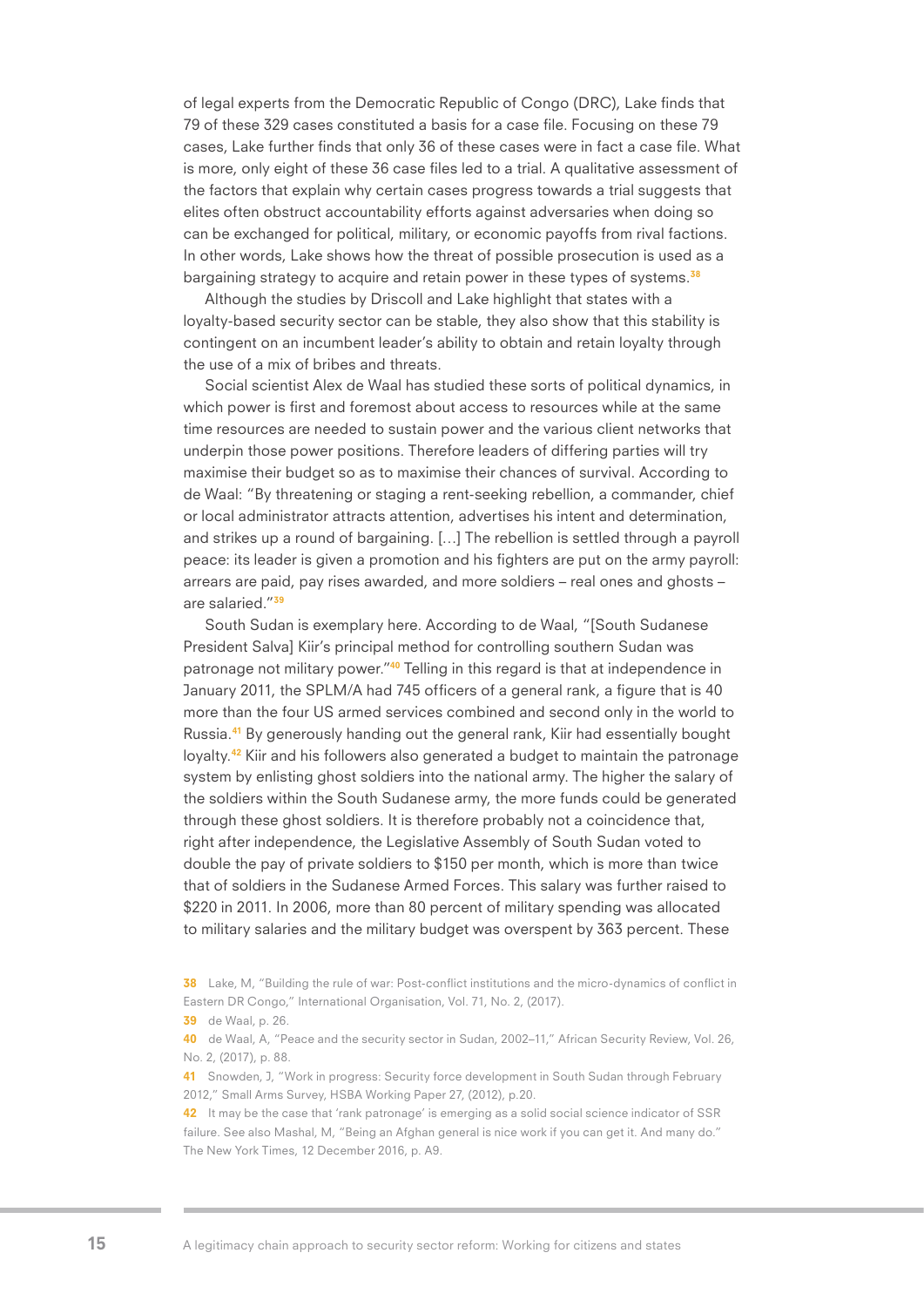of legal experts from the Democratic Republic of Congo (DRC), Lake finds that 79 of these 329 cases constituted a basis for a case file. Focusing on these 79 cases, Lake further finds that only 36 of these cases were in fact a case file. What is more, only eight of these 36 case files led to a trial. A qualitative assessment of the factors that explain why certain cases progress towards a trial suggests that elites often obstruct accountability efforts against adversaries when doing so can be exchanged for political, military, or economic payoffs from rival factions. In other words, Lake shows how the threat of possible prosecution is used as a bargaining strategy to acquire and retain power in these types of systems.[38]

Although the studies by Driscoll and Lake highlight that states with a loyalty-based security sector can be stable, they also show that this stability is contingent on an incumbent leader's ability to obtain and retain loyalty through the use of a mix of bribes and threats.

Social scientist Alex de Waal has studied these sorts of political dynamics, in which power is first and foremost about access to resources while at the same time resources are needed to sustain power and the various client networks that underpin those power positions. Therefore leaders of differing parties will try maximise their budget so as to maximise their chances of survival. According to de Waal: "By threatening or staging a rent-seeking rebellion, a commander, chief or local administrator attracts attention, advertises his intent and determination, and strikes up a round of bargaining. […] The rebellion is settled through a payroll peace: its leader is given a promotion and his fighters are put on the army payroll: arrears are paid, pay rises awarded, and more soldiers – real ones and ghosts – are salaried."[39]

South Sudan is exemplary here. According to de Waal, "[South Sudanese President Salva] Kiir's principal method for controlling southern Sudan was patronage not military power."[40] Telling in this regard is that at independence in January 2011, the SPLM/A had 745 officers of a general rank, a figure that is 40 more than the four US armed services combined and second only in the world to Russia.[41] By generously handing out the general rank, Kiir had essentially bought loyalty.[42] Kiir and his followers also generated a budget to maintain the patronage system by enlisting ghost soldiers into the national army. The higher the salary of the soldiers within the South Sudanese army, the more funds could be generated through these ghost soldiers. It is therefore probably not a coincidence that, right after independence, the Legislative Assembly of South Sudan voted to double the pay of private soldiers to $150 per month, which is more than twice that of soldiers in the Sudanese Armed Forces. This salary was further raised to $220 in 2011. In 2006, more than 80 percent of military spending was allocated to military salaries and the military budget was overspent by 363 percent. These

---

38 Lake, M, "Building the rule of war: Post-conflict institutions and the micro-dynamics of conflict in Eastern DR Congo," International Organisation, Vol. 71, No. 2, (2017).

39 de Waal, p. 26.

40 de Waal, A, "Peace and the security sector in Sudan, 2002–11," African Security Review, Vol. 26, No. 2, (2017), p. 88.

41 Snowden, J, "Work in progress: Security force development in South Sudan through February 2012," Small Arms Survey, HSBA Working Paper 27, (2012), p.20.

42 It may be the case that 'rank patronage' is emerging as a solid social science indicator of SSR failure. See also Mashal, M, "Being an Afghan general is nice work if you can get it. And many do." The New York Times, 12 December 2016, p. A9.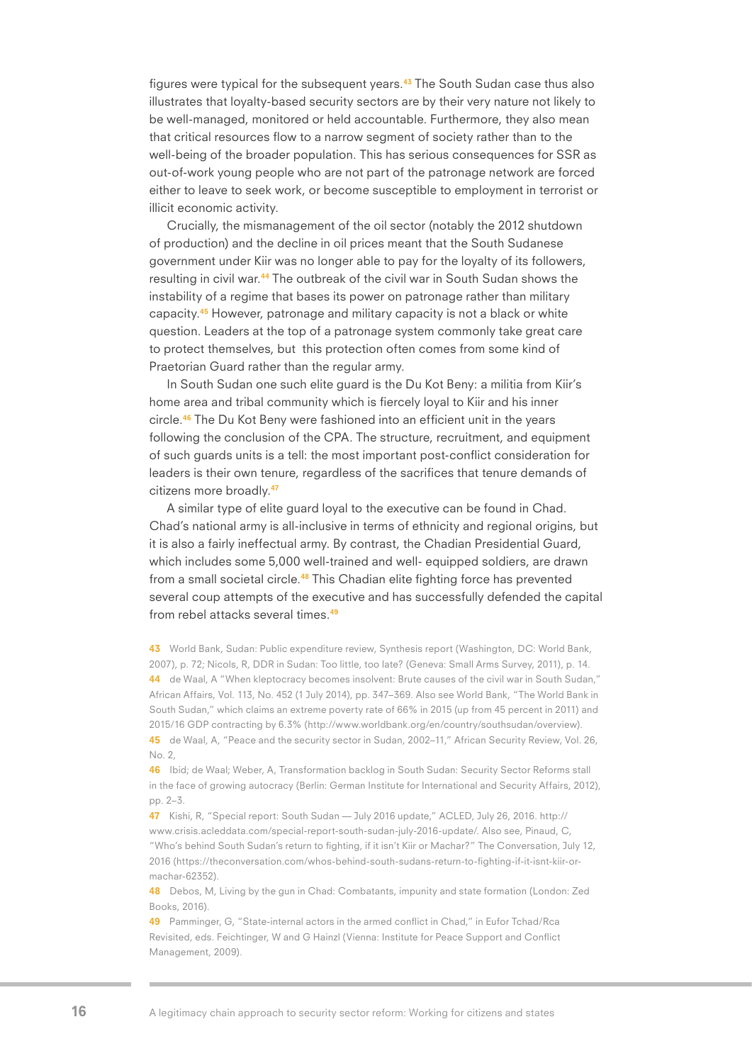figures were typical for the subsequent years.[43] The South Sudan case thus also illustrates that loyalty-based security sectors are by their very nature not likely to be well-managed, monitored or held accountable. Furthermore, they also mean that critical resources flow to a narrow segment of society rather than to the well-being of the broader population. This has serious consequences for SSR as out-of-work young people who are not part of the patronage network are forced either to leave to seek work, or become susceptible to employment in terrorist or illicit economic activity.

Crucially, the mismanagement of the oil sector (notably the 2012 shutdown of production) and the decline in oil prices meant that the South Sudanese government under Kiir was no longer able to pay for the loyalty of its followers, resulting in civil war.[44] The outbreak of the civil war in South Sudan shows the instability of a regime that bases its power on patronage rather than military capacity.[45] However, patronage and military capacity is not a black or white question. Leaders at the top of a patronage system commonly take great care to protect themselves, but this protection often comes from some kind of Praetorian Guard rather than the regular army.

In South Sudan one such elite guard is the Du Kot Beny: a militia from Kiir's home area and tribal community which is fiercely loyal to Kiir and his inner circle.[46] The Du Kot Beny were fashioned into an efficient unit in the years following the conclusion of the CPA. The structure, recruitment, and equipment of such guards units is a tell: the most important post-conflict consideration for leaders is their own tenure, regardless of the sacrifices that tenure demands of citizens more broadly.[47]

A similar type of elite guard loyal to the executive can be found in Chad. Chad's national army is all-inclusive in terms of ethnicity and regional origins, but it is also a fairly ineffectual army. By contrast, the Chadian Presidential Guard, which includes some 5,000 well-trained and well- equipped soldiers, are drawn from a small societal circle.[48] This Chadian elite fighting force has prevented several coup attempts of the executive and has successfully defended the capital from rebel attacks several times.[49]

43 World Bank, Sudan: Public expenditure review, Synthesis report (Washington, DC: World Bank, 2007), p. 72; Nicols, R, DDR in Sudan: Too little, too late? (Geneva: Small Arms Survey, 2011), p. 14.

44 de Waal, A "When kleptocracy becomes insolvent: Brute causes of the civil war in South Sudan," African Affairs, Vol. 113, No. 452 (1 July 2014), pp. 347–369. Also see World Bank, "The World Bank in South Sudan," which claims an extreme poverty rate of 66% in 2015 (up from 45 percent in 2011) and 2015/16 GDP contracting by 6.3% (http://www.worldbank.org/en/country/southsudan/overview).

45 de Waal, A, "Peace and the security sector in Sudan, 2002–11," African Security Review, Vol. 26, No. 2,

46 Ibid; de Waal; Weber, A, Transformation backlog in South Sudan: Security Sector Reforms stall in the face of growing autocracy (Berlin: German Institute for International and Security Affairs, 2012), pp. 2–3.

47 Kishi, R, "Special report: South Sudan — July 2016 update," ACLED, July 26, 2016. http://www.crisis.acleddata.com/special-report-south-sudan-july-2016-update/. Also see, Pinaud, C, "Who's behind South Sudan's return to fighting, if it isn't Kiir or Machar?" The Conversation, July 12, 2016 (https://theconversation.com/whos-behind-south-sudans-return-to-fighting-if-it-isnt-kiir-or-machar-62352).

48 Debos, M, Living by the gun in Chad: Combatants, impunity and state formation (London: Zed Books, 2016).

49 Pamminger, G, "State-internal actors in the armed conflict in Chad," in Eufor Tchad/Rca Revisited, eds. Feichtinger, W and G Hainzl (Vienna: Institute for Peace Support and Conflict Management, 2009).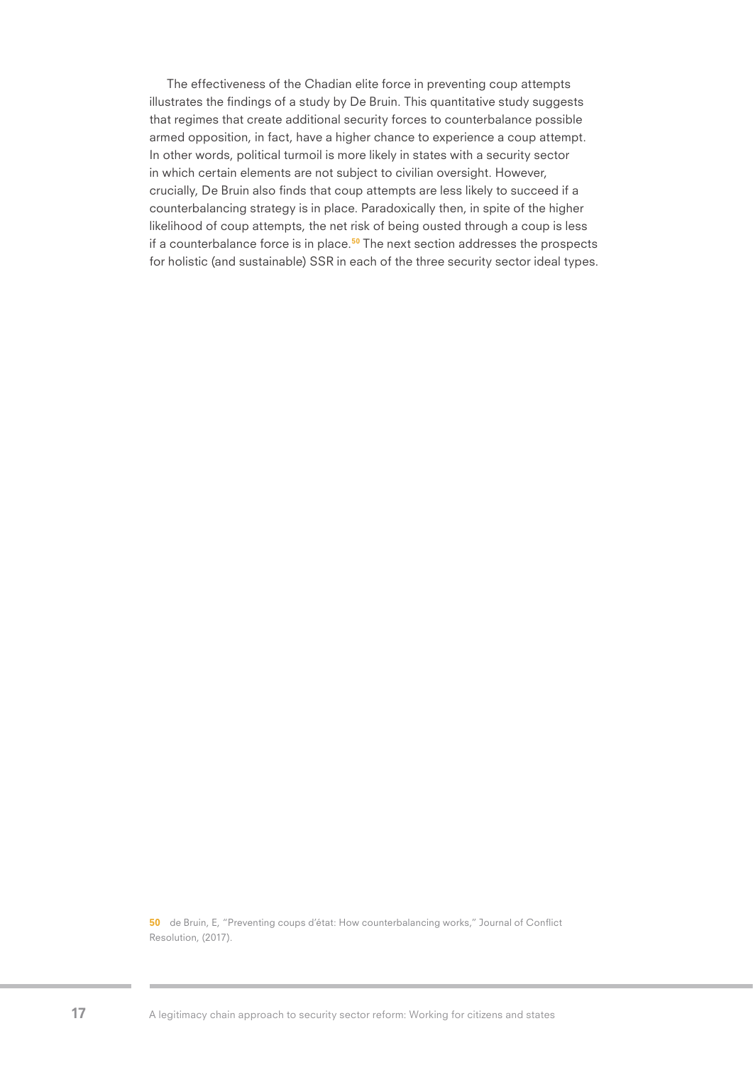The effectiveness of the Chadian elite force in preventing coup attempts illustrates the findings of a study by De Bruin. This quantitative study suggests that regimes that create additional security forces to counterbalance possible armed opposition, in fact, have a higher chance to experience a coup attempt. In other words, political turmoil is more likely in states with a security sector in which certain elements are not subject to civilian oversight. However, crucially, De Bruin also finds that coup attempts are less likely to succeed if a counterbalancing strategy is in place. Paradoxically then, in spite of the higher likelihood of coup attempts, the net risk of being ousted through a coup is less if a counterbalance force is in place.[50] The next section addresses the prospects for holistic (and sustainable) SSR in each of the three security sector ideal types.

---

**50** de Bruin, E, "Preventing coups d'état: How counterbalancing works," Journal of Conflict Resolution, (2017).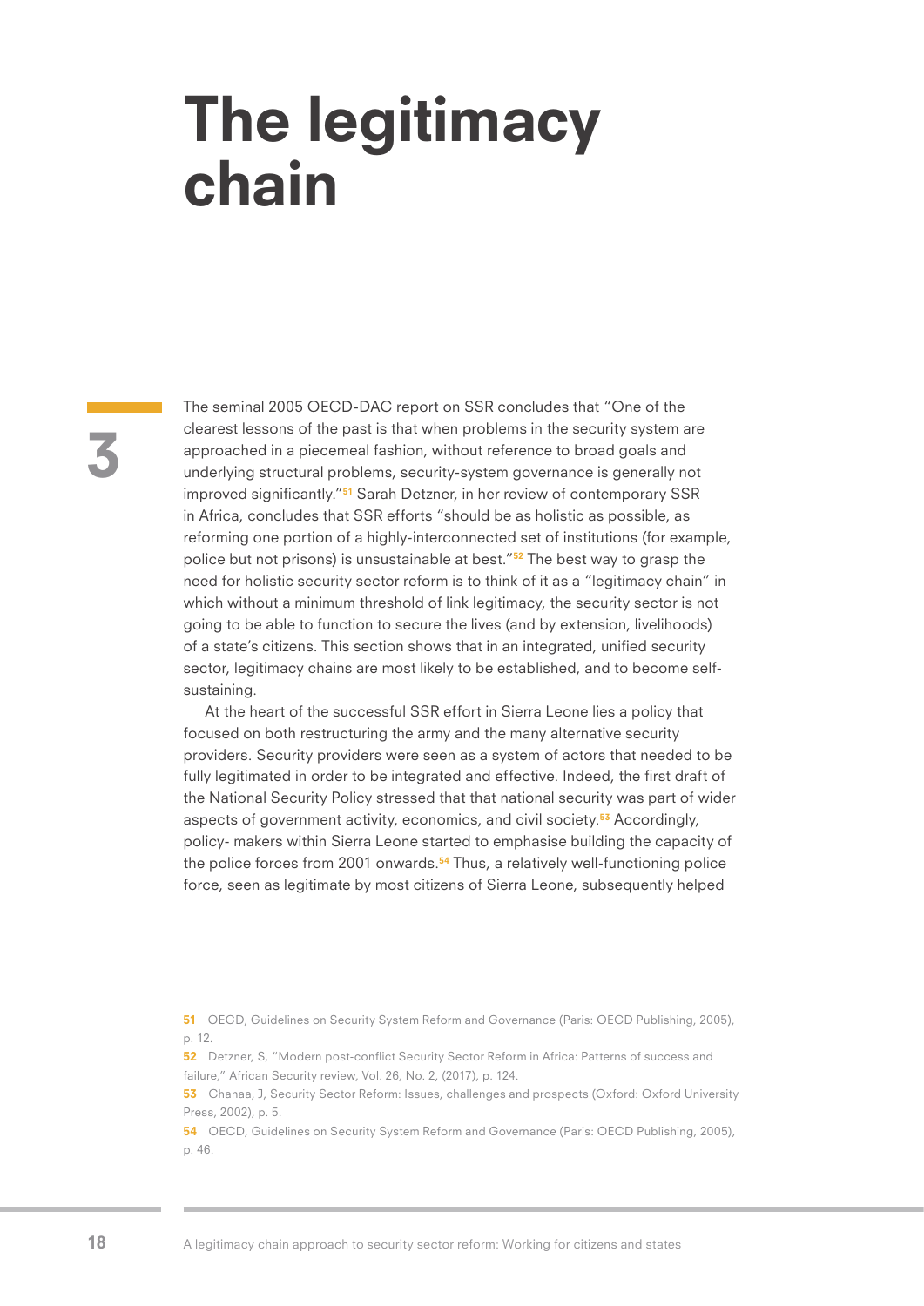# The legitimacy chain

3

The seminal 2005 OECD-DAC report on SSR concludes that "One of the clearest lessons of the past is that when problems in the security system are approached in a piecemeal fashion, without reference to broad goals and underlying structural problems, security-system governance is generally not improved significantly."[51] Sarah Detzner, in her review of contemporary SSR in Africa, concludes that SSR efforts "should be as holistic as possible, as reforming one portion of a highly-interconnected set of institutions (for example, police but not prisons) is unsustainable at best."[52] The best way to grasp the need for holistic security sector reform is to think of it as a "legitimacy chain" in which without a minimum threshold of link legitimacy, the security sector is not going to be able to function to secure the lives (and by extension, livelihoods) of a state's citizens. This section shows that in an integrated, unified security sector, legitimacy chains are most likely to be established, and to become self-sustaining.

At the heart of the successful SSR effort in Sierra Leone lies a policy that focused on both restructuring the army and the many alternative security providers. Security providers were seen as a system of actors that needed to be fully legitimated in order to be integrated and effective. Indeed, the first draft of the National Security Policy stressed that that national security was part of wider aspects of government activity, economics, and civil society.[53] Accordingly, policy- makers within Sierra Leone started to emphasise building the capacity of the police forces from 2001 onwards.[54] Thus, a relatively well-functioning police force, seen as legitimate by most citizens of Sierra Leone, subsequently helped

---

**51** OECD, Guidelines on Security System Reform and Governance (Paris: OECD Publishing, 2005), p. 12.

**52** Detzner, S, "Modern post-conflict Security Sector Reform in Africa: Patterns of success and failure," African Security review, Vol. 26, No. 2, (2017), p. 124.

**53** Chanaa, J, Security Sector Reform: Issues, challenges and prospects (Oxford: Oxford University Press, 2002), p. 5.

**54** OECD, Guidelines on Security System Reform and Governance (Paris: OECD Publishing, 2005), p. 46.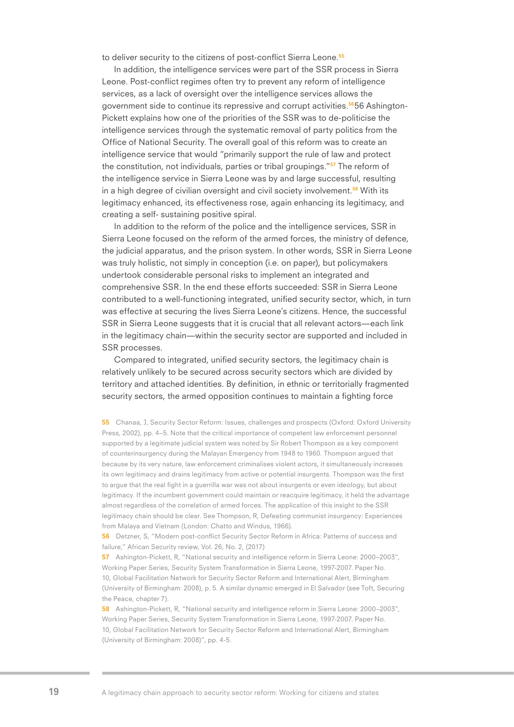to deliver security to the citizens of post-conflict Sierra Leone.[55]

In addition, the intelligence services were part of the SSR process in Sierra Leone. Post-conflict regimes often try to prevent any reform of intelligence services, as a lack of oversight over the intelligence services allows the government side to continue its repressive and corrupt activities.[56]56 Ashington-Pickett explains how one of the priorities of the SSR was to de-politicise the intelligence services through the systematic removal of party politics from the Office of National Security. The overall goal of this reform was to create an intelligence service that would "primarily support the rule of law and protect the constitution, not individuals, parties or tribal groupings."[57] The reform of the intelligence service in Sierra Leone was by and large successful, resulting in a high degree of civilian oversight and civil society involvement.[58] With its legitimacy enhanced, its effectiveness rose, again enhancing its legitimacy, and creating a self- sustaining positive spiral.

In addition to the reform of the police and the intelligence services, SSR in Sierra Leone focused on the reform of the armed forces, the ministry of defence, the judicial apparatus, and the prison system. In other words, SSR in Sierra Leone was truly holistic, not simply in conception (i.e. on paper), but policymakers undertook considerable personal risks to implement an integrated and comprehensive SSR. In the end these efforts succeeded: SSR in Sierra Leone contributed to a well-functioning integrated, unified security sector, which, in turn was effective at securing the lives Sierra Leone's citizens. Hence, the successful SSR in Sierra Leone suggests that it is crucial that all relevant actors—each link in the legitimacy chain—within the security sector are supported and included in SSR processes.

Compared to integrated, unified security sectors, the legitimacy chain is relatively unlikely to be secured across security sectors which are divided by territory and attached identities. By definition, in ethnic or territorially fragmented security sectors, the armed opposition continues to maintain a fighting force

55 Chanaa, J, Security Sector Reform: Issues, challenges and prospects (Oxford: Oxford University Press, 2002), pp. 4–5. Note that the critical importance of competent law enforcement personnel supported by a legitimate judicial system was noted by Sir Robert Thompson as a key component of counterinsurgency during the Malayan Emergency from 1948 to 1960. Thompson argued that because by its very nature, law enforcement criminalises violent actors, it simultaneously increases its own legitimacy and drains legitimacy from active or potential insurgents. Thompson was the first to argue that the real fight in a guerrilla war was not about insurgents or even ideology, but about legitimacy. If the incumbent government could maintain or reacquire legitimacy, it held the advantage almost regardless of the correlation of armed forces. The application of this insight to the SSR legitimacy chain should be clear. See Thompson, R, Defeating communist insurgency: Experiences from Malaya and Vietnam (London: Chatto and Windus, 1966).

56 Detzner, S, "Modern post-conflict Security Sector Reform in Africa: Patterns of success and failure," African Security review, Vol. 26, No. 2, (2017)

57 Ashington-Pickett, R, "National security and intelligence reform in Sierra Leone: 2000–2003", Working Paper Series, Security System Transformation in Sierra Leone, 1997-2007. Paper No. 10, Global Facilitation Network for Security Sector Reform and International Alert, Birmingham (University of Birmingham: 2008), p. 5. A similar dynamic emerged in El Salvador (see Toft, Securing the Peace, chapter 7).

58 Ashington-Pickett, R, "National security and intelligence reform in Sierra Leone: 2000–2003", Working Paper Series, Security System Transformation in Sierra Leone, 1997-2007. Paper No. 10, Global Facilitation Network for Security Sector Reform and International Alert, Birmingham (University of Birmingham: 2008)", pp. 4-5.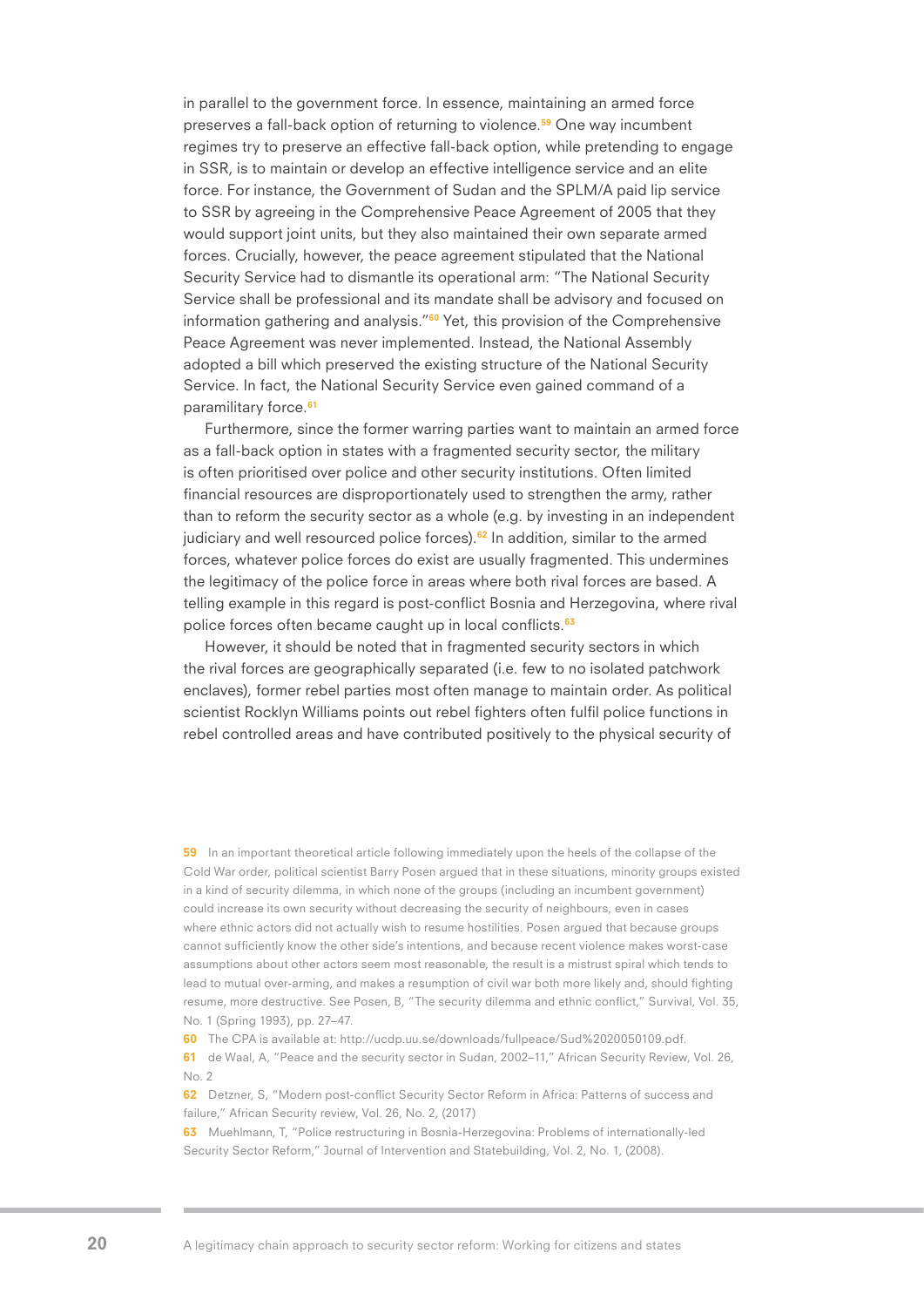in parallel to the government force. In essence, maintaining an armed force preserves a fall-back option of returning to violence.[59] One way incumbent regimes try to preserve an effective fall-back option, while pretending to engage in SSR, is to maintain or develop an effective intelligence service and an elite force. For instance, the Government of Sudan and the SPLM/A paid lip service to SSR by agreeing in the Comprehensive Peace Agreement of 2005 that they would support joint units, but they also maintained their own separate armed forces. Crucially, however, the peace agreement stipulated that the National Security Service had to dismantle its operational arm: "The National Security Service shall be professional and its mandate shall be advisory and focused on information gathering and analysis."[60] Yet, this provision of the Comprehensive Peace Agreement was never implemented. Instead, the National Assembly adopted a bill which preserved the existing structure of the National Security Service. In fact, the National Security Service even gained command of a paramilitary force.[61]

Furthermore, since the former warring parties want to maintain an armed force as a fall-back option in states with a fragmented security sector, the military is often prioritised over police and other security institutions. Often limited financial resources are disproportionately used to strengthen the army, rather than to reform the security sector as a whole (e.g. by investing in an independent judiciary and well resourced police forces).[62] In addition, similar to the armed forces, whatever police forces do exist are usually fragmented. This undermines the legitimacy of the police force in areas where both rival forces are based. A telling example in this regard is post-conflict Bosnia and Herzegovina, where rival police forces often became caught up in local conflicts.[63]

However, it should be noted that in fragmented security sectors in which the rival forces are geographically separated (i.e. few to no isolated patchwork enclaves), former rebel parties most often manage to maintain order. As political scientist Rocklyn Williams points out rebel fighters often fulfil police functions in rebel controlled areas and have contributed positively to the physical security of

---

59 In an important theoretical article following immediately upon the heels of the collapse of the Cold War order, political scientist Barry Posen argued that in these situations, minority groups existed in a kind of security dilemma, in which none of the groups (including an incumbent government) could increase its own security without decreasing the security of neighbours, even in cases where ethnic actors did not actually wish to resume hostilities. Posen argued that because groups cannot sufficiently know the other side's intentions, and because recent violence makes worst-case assumptions about other actors seem most reasonable, the result is a mistrust spiral which tends to lead to mutual over-arming, and makes a resumption of civil war both more likely and, should fighting resume, more destructive. See Posen, B, "The security dilemma and ethnic conflict," Survival, Vol. 35, No. 1 (Spring 1993), pp. 27–47.

60 The CPA is available at: http://ucdp.uu.se/downloads/fullpeace/Sud%2020050109.pdf.

61 de Waal, A, "Peace and the security sector in Sudan, 2002–11," African Security Review, Vol. 26, No. 2

62 Detzner, S, "Modern post-conflict Security Sector Reform in Africa: Patterns of success and failure," African Security review, Vol. 26, No. 2, (2017)

63 Muehlmann, T, "Police restructuring in Bosnia-Herzegovina: Problems of internationally-led Security Sector Reform," Journal of Intervention and Statebuilding, Vol. 2, No. 1, (2008).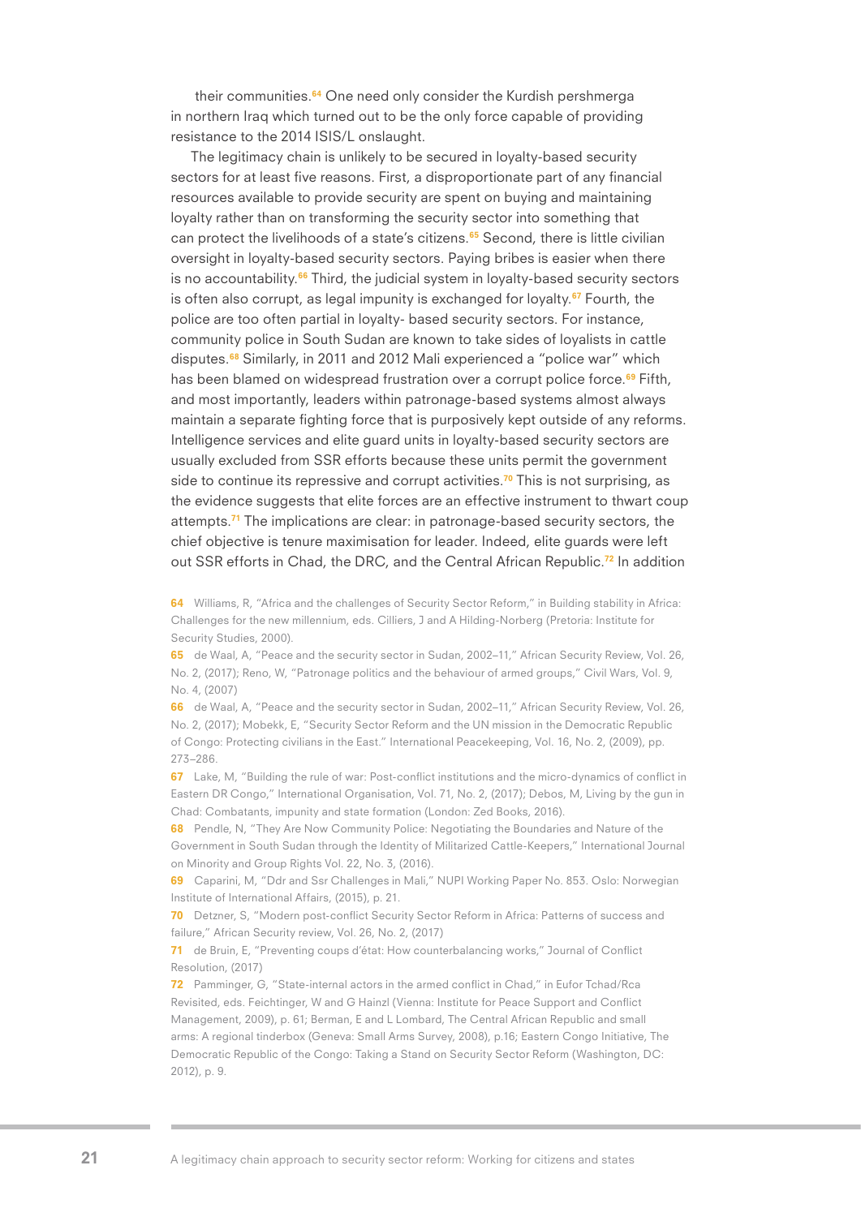their communities.[64] One need only consider the Kurdish pershmerga in northern Iraq which turned out to be the only force capable of providing resistance to the 2014 ISIS/L onslaught.

The legitimacy chain is unlikely to be secured in loyalty-based security sectors for at least five reasons. First, a disproportionate part of any financial resources available to provide security are spent on buying and maintaining loyalty rather than on transforming the security sector into something that can protect the livelihoods of a state's citizens.[65] Second, there is little civilian oversight in loyalty-based security sectors. Paying bribes is easier when there is no accountability.[66] Third, the judicial system in loyalty-based security sectors is often also corrupt, as legal impunity is exchanged for loyalty.[67] Fourth, the police are too often partial in loyalty- based security sectors. For instance, community police in South Sudan are known to take sides of loyalists in cattle disputes.[68] Similarly, in 2011 and 2012 Mali experienced a "police war" which has been blamed on widespread frustration over a corrupt police force.[69] Fifth, and most importantly, leaders within patronage-based systems almost always maintain a separate fighting force that is purposively kept outside of any reforms. Intelligence services and elite guard units in loyalty-based security sectors are usually excluded from SSR efforts because these units permit the government side to continue its repressive and corrupt activities.[70] This is not surprising, as the evidence suggests that elite forces are an effective instrument to thwart coup attempts.[71] The implications are clear: in patronage-based security sectors, the chief objective is tenure maximisation for leader. Indeed, elite guards were left out SSR efforts in Chad, the DRC, and the Central African Republic.[72] In addition

64 Williams, R, "Africa and the challenges of Security Sector Reform," in Building stability in Africa: Challenges for the new millennium, eds. Cilliers, J and A Hilding-Norberg (Pretoria: Institute for Security Studies, 2000).

65 de Waal, A, "Peace and the security sector in Sudan, 2002–11," African Security Review, Vol. 26, No. 2, (2017); Reno, W, "Patronage politics and the behaviour of armed groups," Civil Wars, Vol. 9, No. 4, (2007)

66 de Waal, A, "Peace and the security sector in Sudan, 2002–11," African Security Review, Vol. 26, No. 2, (2017); Mobekk, E, "Security Sector Reform and the UN mission in the Democratic Republic of Congo: Protecting civilians in the East." International Peacekeeping, Vol. 16, No. 2, (2009), pp. 273–286.

67 Lake, M, "Building the rule of war: Post-conflict institutions and the micro-dynamics of conflict in Eastern DR Congo," International Organisation, Vol. 71, No. 2, (2017); Debos, M, Living by the gun in Chad: Combatants, impunity and state formation (London: Zed Books, 2016).

68 Pendle, N, "They Are Now Community Police: Negotiating the Boundaries and Nature of the Government in South Sudan through the Identity of Militarized Cattle-Keepers," International Journal on Minority and Group Rights Vol. 22, No. 3, (2016).

69 Caparini, M, "Ddr and Ssr Challenges in Mali," NUPI Working Paper No. 853. Oslo: Norwegian Institute of International Affairs, (2015), p. 21.

70 Detzner, S, "Modern post-conflict Security Sector Reform in Africa: Patterns of success and failure," African Security review, Vol. 26, No. 2, (2017)

71 de Bruin, E, "Preventing coups d'état: How counterbalancing works," Journal of Conflict Resolution, (2017)

72 Pamminger, G, "State-internal actors in the armed conflict in Chad," in Eufor Tchad/Rca Revisited, eds. Feichtinger, W and G Hainzl (Vienna: Institute for Peace Support and Conflict Management, 2009), p. 61; Berman, E and L Lombard, The Central African Republic and small arms: A regional tinderbox (Geneva: Small Arms Survey, 2008), p.16; Eastern Congo Initiative, The Democratic Republic of the Congo: Taking a Stand on Security Sector Reform (Washington, DC: 2012), p. 9.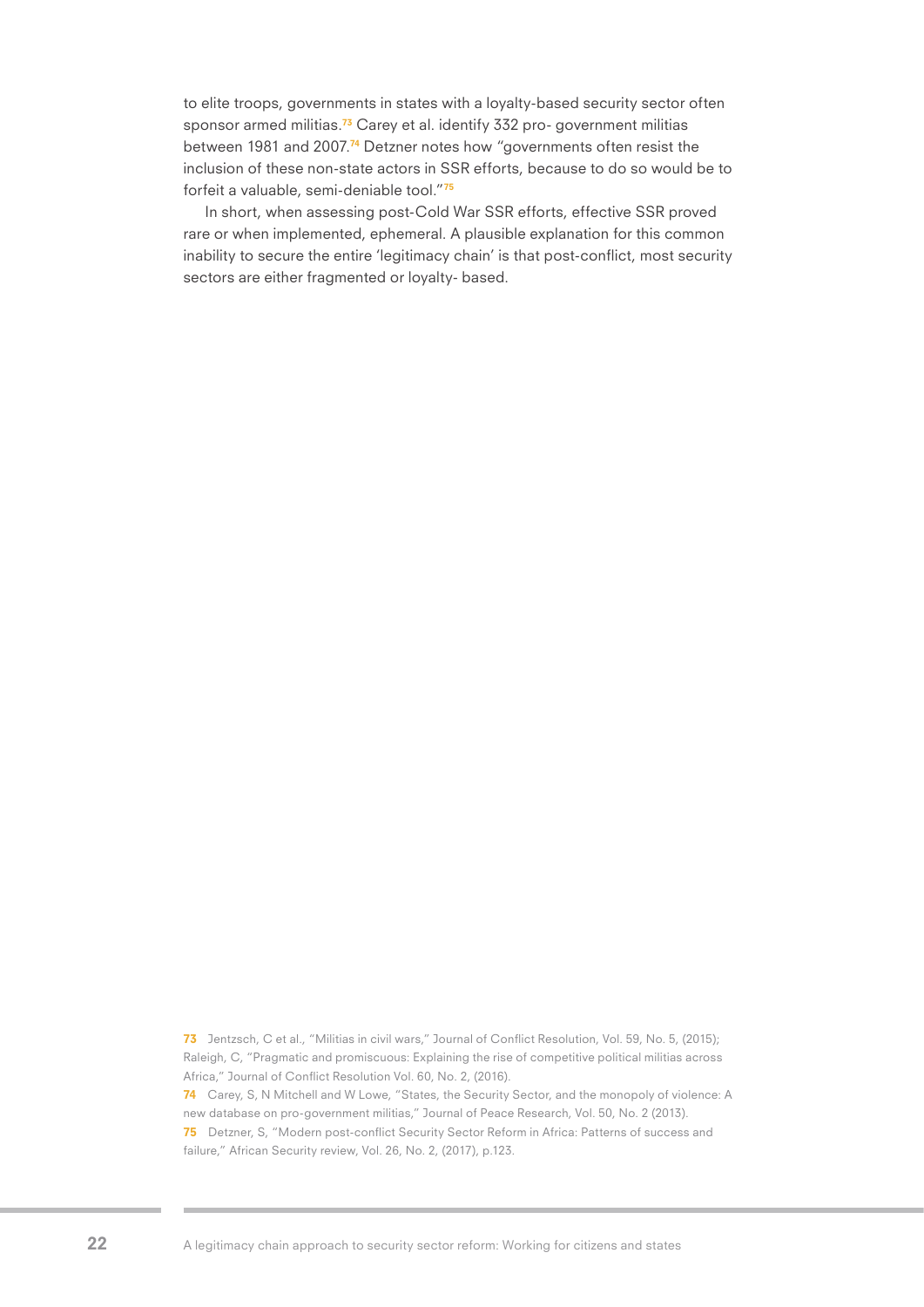to elite troops, governments in states with a loyalty-based security sector often sponsor armed militias.[73] Carey et al. identify 332 pro- government militias between 1981 and 2007.[74] Detzner notes how "governments often resist the inclusion of these non-state actors in SSR efforts, because to do so would be to forfeit a valuable, semi-deniable tool."[75]

In short, when assessing post-Cold War SSR efforts, effective SSR proved rare or when implemented, ephemeral. A plausible explanation for this common inability to secure the entire 'legitimacy chain' is that post-conflict, most security sectors are either fragmented or loyalty- based.

73 Jentzsch, C et al., "Militias in civil wars," Journal of Conflict Resolution, Vol. 59, No. 5, (2015); Raleigh, C, "Pragmatic and promiscuous: Explaining the rise of competitive political militias across Africa," Journal of Conflict Resolution Vol. 60, No. 2, (2016).

74 Carey, S, N Mitchell and W Lowe, "States, the Security Sector, and the monopoly of violence: A new database on pro-government militias," Journal of Peace Research, Vol. 50, No. 2 (2013).

75 Detzner, S, "Modern post-conflict Security Sector Reform in Africa: Patterns of success and failure," African Security review, Vol. 26, No. 2, (2017), p.123.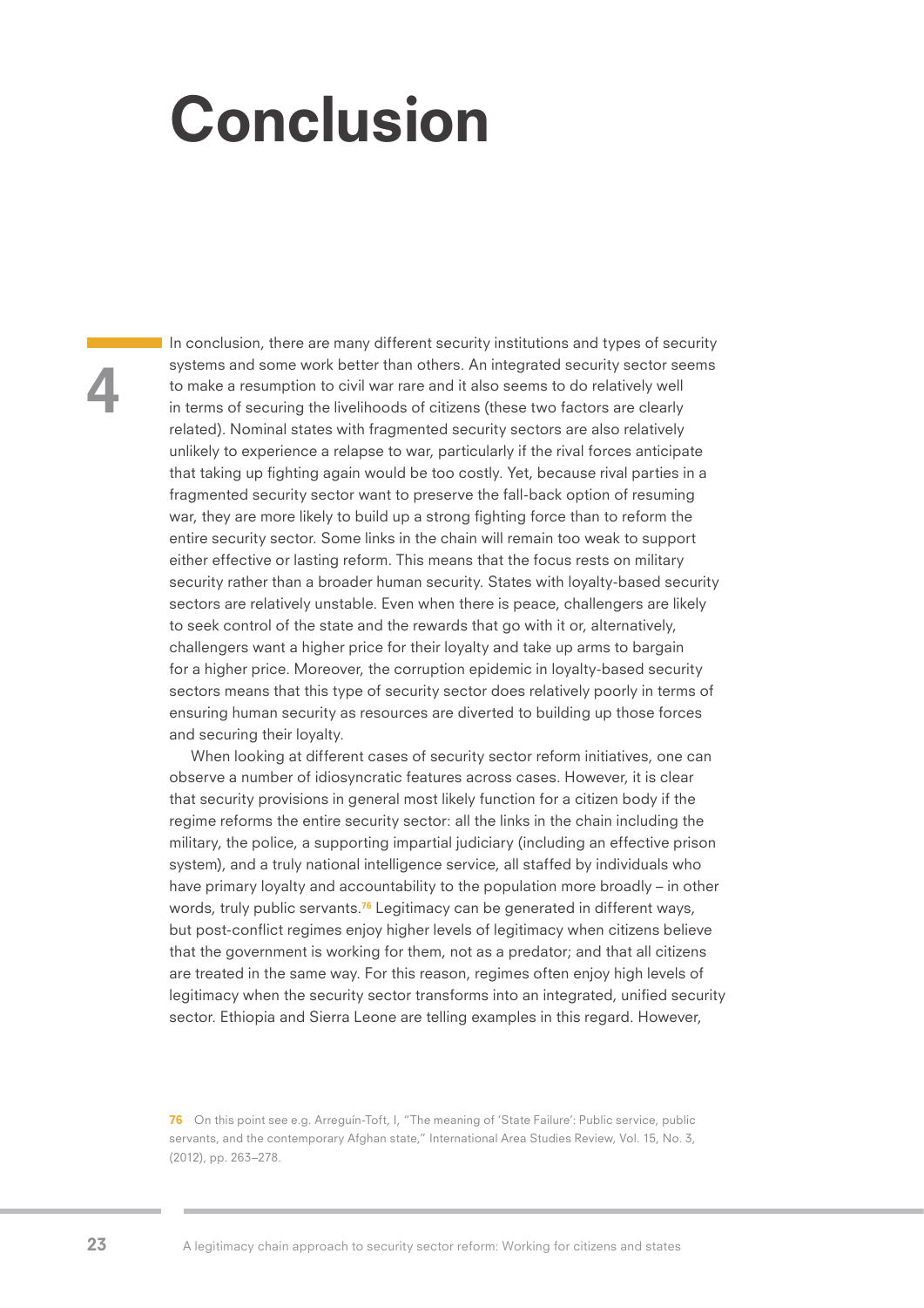# 4 Conclusion

In conclusion, there are many different security institutions and types of security systems and some work better than others. An integrated security sector seems to make a resumption to civil war rare and it also seems to do relatively well in terms of securing the livelihoods of citizens (these two factors are clearly related). Nominal states with fragmented security sectors are also relatively unlikely to experience a relapse to war, particularly if the rival forces anticipate that taking up fighting again would be too costly. Yet, because rival parties in a fragmented security sector want to preserve the fall-back option of resuming war, they are more likely to build up a strong fighting force than to reform the entire security sector. Some links in the chain will remain too weak to support either effective or lasting reform. This means that the focus rests on military security rather than a broader human security. States with loyalty-based security sectors are relatively unstable. Even when there is peace, challengers are likely to seek control of the state and the rewards that go with it or, alternatively, challengers want a higher price for their loyalty and take up arms to bargain for a higher price. Moreover, the corruption epidemic in loyalty-based security sectors means that this type of security sector does relatively poorly in terms of ensuring human security as resources are diverted to building up those forces and securing their loyalty.

When looking at different cases of security sector reform initiatives, one can observe a number of idiosyncratic features across cases. However, it is clear that security provisions in general most likely function for a citizen body if the regime reforms the entire security sector: all the links in the chain including the military, the police, a supporting impartial judiciary (including an effective prison system), and a truly national intelligence service, all staffed by individuals who have primary loyalty and accountability to the population more broadly – in other words, truly public servants.[76] Legitimacy can be generated in different ways, but post-conflict regimes enjoy higher levels of legitimacy when citizens believe that the government is working for them, not as a predator; and that all citizens are treated in the same way. For this reason, regimes often enjoy high levels of legitimacy when the security sector transforms into an integrated, unified security sector. Ethiopia and Sierra Leone are telling examples in this regard. However,

76 On this point see e.g. Arreguín-Toft, I, "The meaning of 'State Failure': Public service, public servants, and the contemporary Afghan state," International Area Studies Review, Vol. 15, No. 3, (2012), pp. 263–278.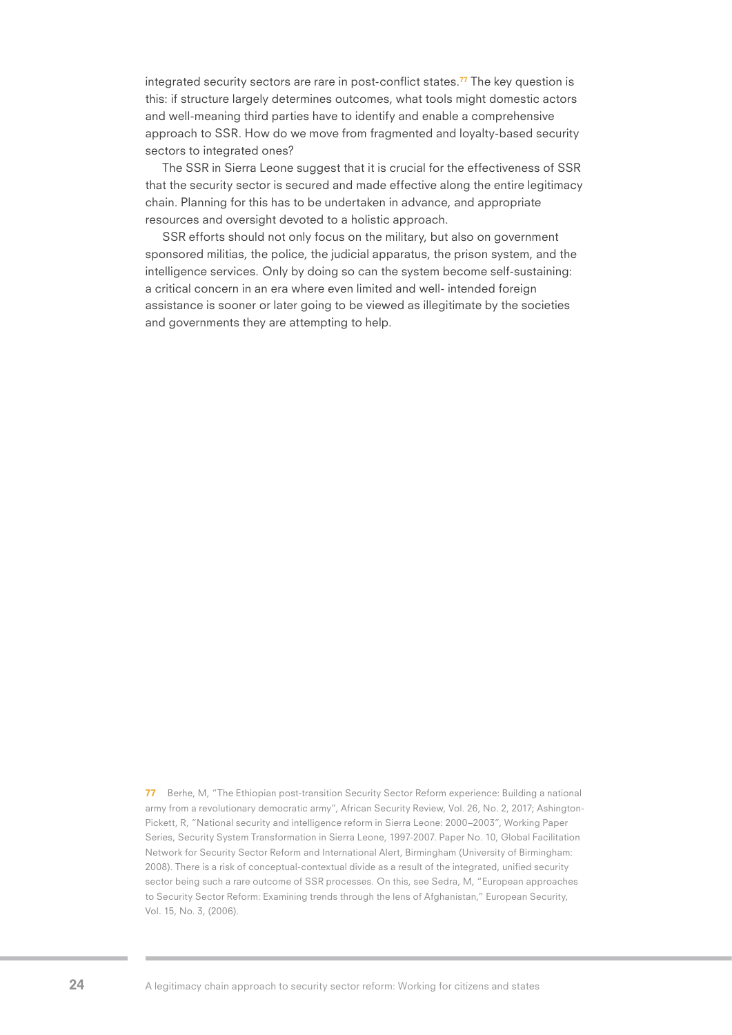integrated security sectors are rare in post-conflict states.[77] The key question is this: if structure largely determines outcomes, what tools might domestic actors and well-meaning third parties have to identify and enable a comprehensive approach to SSR. How do we move from fragmented and loyalty-based security sectors to integrated ones?

The SSR in Sierra Leone suggest that it is crucial for the effectiveness of SSR that the security sector is secured and made effective along the entire legitimacy chain. Planning for this has to be undertaken in advance, and appropriate resources and oversight devoted to a holistic approach.

SSR efforts should not only focus on the military, but also on government sponsored militias, the police, the judicial apparatus, the prison system, and the intelligence services. Only by doing so can the system become self-sustaining: a critical concern in an era where even limited and well- intended foreign assistance is sooner or later going to be viewed as illegitimate by the societies and governments they are attempting to help.

77 Berhe, M, "The Ethiopian post-transition Security Sector Reform experience: Building a national army from a revolutionary democratic army", African Security Review, Vol. 26, No. 2, 2017; Ashington-Pickett, R, "National security and intelligence reform in Sierra Leone: 2000–2003", Working Paper Series, Security System Transformation in Sierra Leone, 1997-2007. Paper No. 10, Global Facilitation Network for Security Sector Reform and International Alert, Birmingham (University of Birmingham: 2008). There is a risk of conceptual-contextual divide as a result of the integrated, unified security sector being such a rare outcome of SSR processes. On this, see Sedra, M, "European approaches to Security Sector Reform: Examining trends through the lens of Afghanistan," European Security, Vol. 15, No. 3, (2006).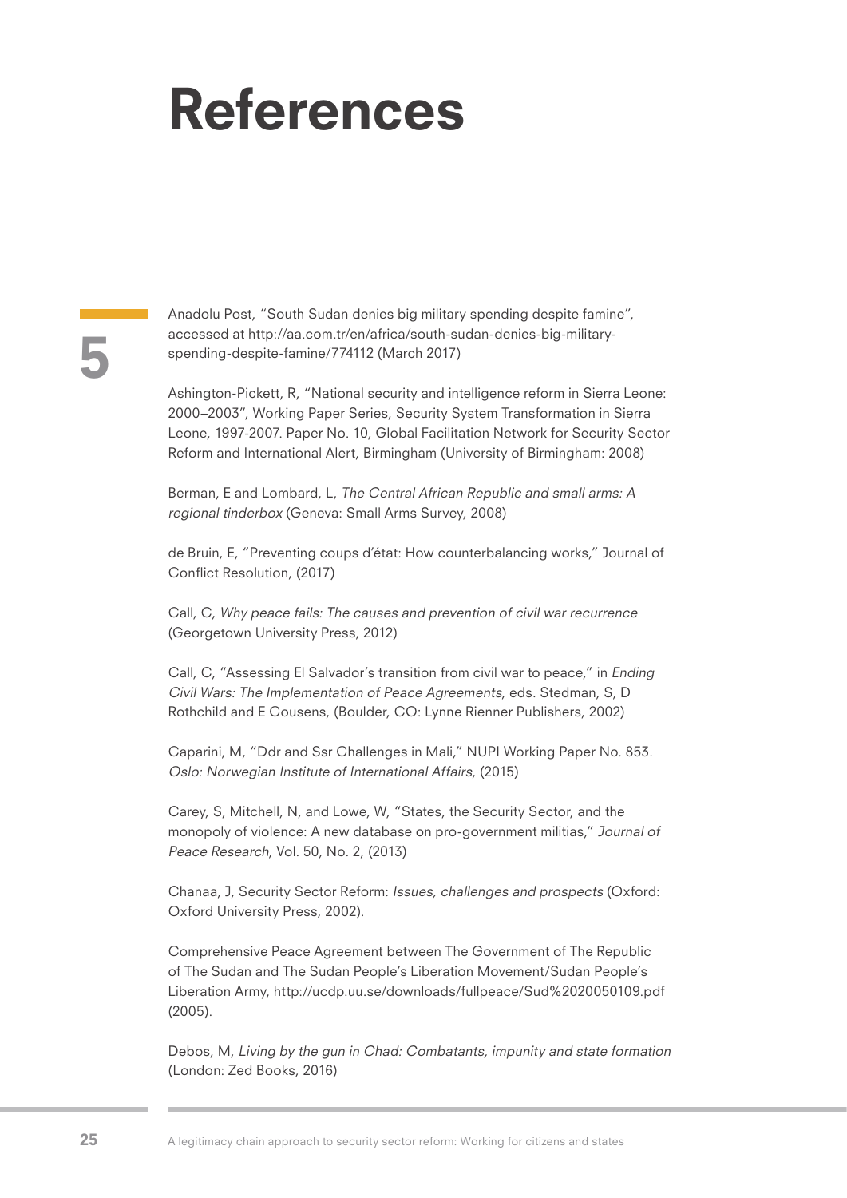# References

5

Anadolu Post, "South Sudan denies big military spending despite famine", accessed at http://aa.com.tr/en/africa/south-sudan-denies-big-military-spending-despite-famine/774112 (March 2017)

Ashington-Pickett, R, "National security and intelligence reform in Sierra Leone: 2000–2003", Working Paper Series, Security System Transformation in Sierra Leone, 1997-2007. Paper No. 10, Global Facilitation Network for Security Sector Reform and International Alert, Birmingham (University of Birmingham: 2008)

Berman, E and Lombard, L, *The Central African Republic and small arms: A regional tinderbox* (Geneva: Small Arms Survey, 2008)

de Bruin, E, "Preventing coups d'état: How counterbalancing works," Journal of Conflict Resolution, (2017)

Call, C, *Why peace fails: The causes and prevention of civil war recurrence* (Georgetown University Press, 2012)

Call, C, "Assessing El Salvador's transition from civil war to peace," in *Ending Civil Wars: The Implementation of Peace Agreements*, eds. Stedman, S, D Rothchild and E Cousens, (Boulder, CO: Lynne Rienner Publishers, 2002)

Caparini, M, "Ddr and Ssr Challenges in Mali," NUPI Working Paper No. 853. *Oslo: Norwegian Institute of International Affairs,* (2015)

Carey, S, Mitchell, N, and Lowe, W, "States, the Security Sector, and the monopoly of violence: A new database on pro-government militias," *Journal of Peace Research,* Vol. 50, No. 2, (2013)

Chanaa, J, Security Sector Reform: *Issues, challenges and prospects* (Oxford: Oxford University Press, 2002).

Comprehensive Peace Agreement between The Government of The Republic of The Sudan and The Sudan People's Liberation Movement/Sudan People's Liberation Army, http://ucdp.uu.se/downloads/fullpeace/Sud%2020050109.pdf (2005).

Debos, M, *Living by the gun in Chad: Combatants, impunity and state formation* (London: Zed Books, 2016)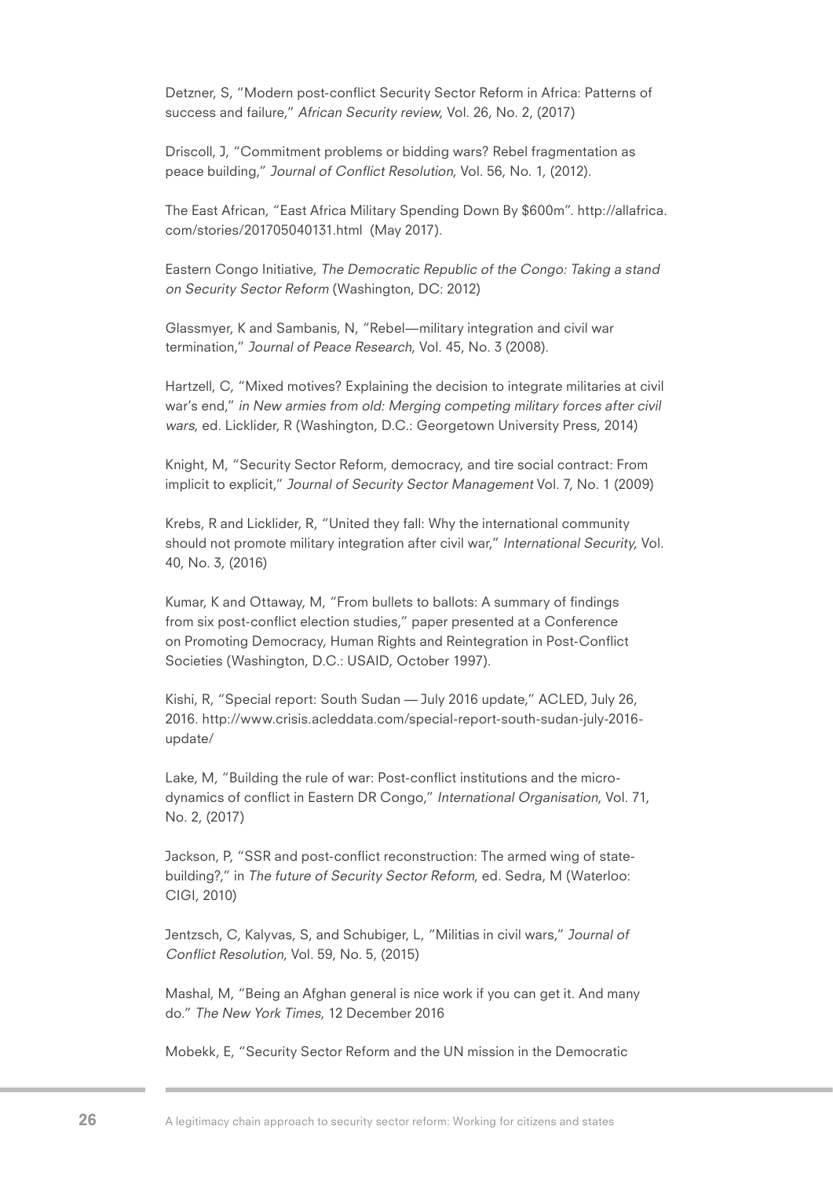Detzner, S, "Modern post-conflict Security Sector Reform in Africa: Patterns of success and failure," *African Security review,* Vol. 26, No. 2, (2017)

Driscoll, J, "Commitment problems or bidding wars? Rebel fragmentation as peace building," *Journal of Conflict Resolution,* Vol. 56, No. 1, (2012).

The East African, "East Africa Military Spending Down By $600m". http://allafrica.com/stories/201705040131.html (May 2017).

Eastern Congo Initiative, *The Democratic Republic of the Congo: Taking a stand on Security Sector Reform* (Washington, DC: 2012)

Glassmyer, K and Sambanis, N, "Rebel—military integration and civil war termination," *Journal of Peace Research,* Vol. 45, No. 3 (2008).

Hartzell, C, "Mixed motives? Explaining the decision to integrate militaries at civil war's end," *in New armies from old: Merging competing military forces after civil wars,* ed. Licklider, R (Washington, D.C.: Georgetown University Press, 2014)

Knight, M, "Security Sector Reform, democracy, and tire social contract: From implicit to explicit," *Journal of Security Sector Management* Vol. 7, No. 1 (2009)

Krebs, R and Licklider, R, "United they fall: Why the international community should not promote military integration after civil war," *International Security,* Vol. 40, No. 3, (2016)

Kumar, K and Ottaway, M, "From bullets to ballots: A summary of findings from six post-conflict election studies," paper presented at a Conference on Promoting Democracy, Human Rights and Reintegration in Post-Conflict Societies (Washington, D.C.: USAID, October 1997).

Kishi, R, "Special report: South Sudan — July 2016 update," ACLED, July 26, 2016. http://www.crisis.acleddata.com/special-report-south-sudan-july-2016-update/

Lake, M, "Building the rule of war: Post-conflict institutions and the micro-dynamics of conflict in Eastern DR Congo," *International Organisation,* Vol. 71, No. 2, (2017)

Jackson, P, "SSR and post-conflict reconstruction: The armed wing of state-building?," in *The future of Security Sector Reform,* ed. Sedra, M (Waterloo: CIGI, 2010)

Jentzsch, C, Kalyvas, S, and Schubiger, L, "Militias in civil wars," *Journal of Conflict Resolution,* Vol. 59, No. 5, (2015)

Mashal, M, "Being an Afghan general is nice work if you can get it. And many do." *The New York Times,* 12 December 2016

Mobekk, E, "Security Sector Reform and the UN mission in the Democratic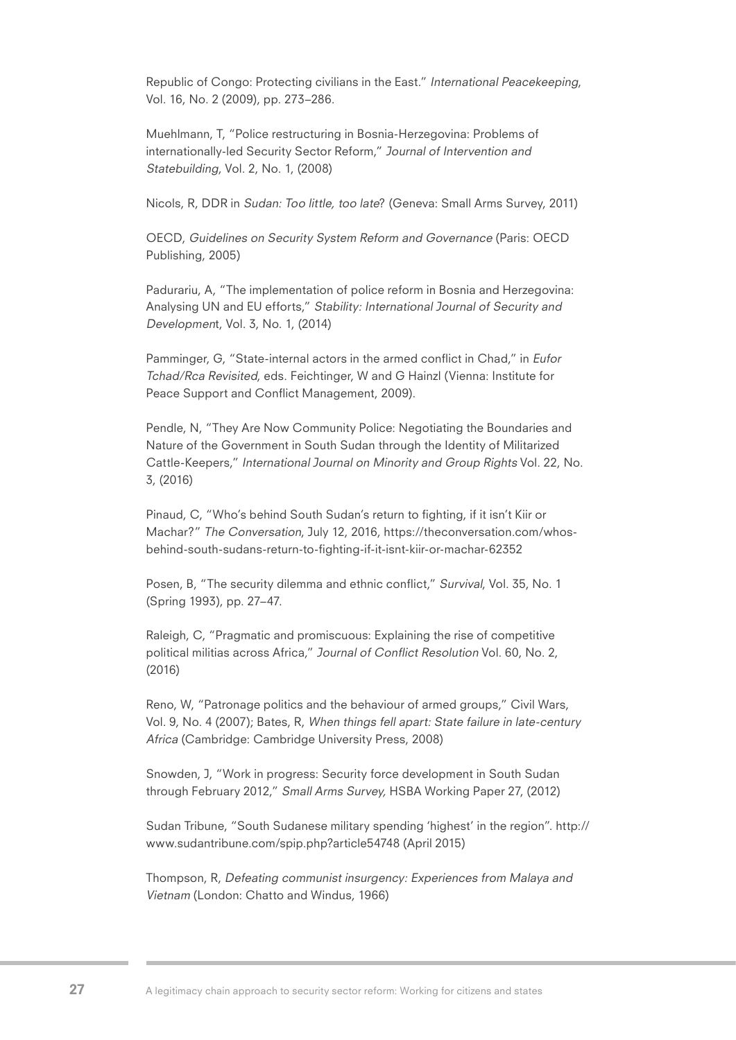Republic of Congo: Protecting civilians in the East." *International Peacekeeping*, Vol. 16, No. 2 (2009), pp. 273–286.

Muehlmann, T, "Police restructuring in Bosnia-Herzegovina: Problems of internationally-led Security Sector Reform," *Journal of Intervention and Statebuilding*, Vol. 2, No. 1, (2008)

Nicols, R, DDR in *Sudan: Too little, too late*? (Geneva: Small Arms Survey, 2011)

OECD, *Guidelines on Security System Reform and Governance* (Paris: OECD Publishing, 2005)

Padurariu, A, "The implementation of police reform in Bosnia and Herzegovina: Analysing UN and EU efforts," *Stability: International Journal of Security and Developmen*t, Vol. 3, No. 1, (2014)

Pamminger, G, "State-internal actors in the armed conflict in Chad," in *Eufor Tchad/Rca Revisited*, eds. Feichtinger, W and G Hainzl (Vienna: Institute for Peace Support and Conflict Management, 2009).

Pendle, N, "They Are Now Community Police: Negotiating the Boundaries and Nature of the Government in South Sudan through the Identity of Militarized Cattle-Keepers," *International Journal on Minority and Group Rights* Vol. 22, No. 3, (2016)

Pinaud, C, "Who's behind South Sudan's return to fighting, if it isn't Kiir or Machar?" *The Conversation*, July 12, 2016, https://theconversation.com/whos-behind-south-sudans-return-to-fighting-if-it-isnt-kiir-or-machar-62352

Posen, B, "The security dilemma and ethnic conflict," *Survival*, Vol. 35, No. 1 (Spring 1993), pp. 27–47.

Raleigh, C, "Pragmatic and promiscuous: Explaining the rise of competitive political militias across Africa," *Journal of Conflict Resolution* Vol. 60, No. 2, (2016)

Reno, W, "Patronage politics and the behaviour of armed groups," Civil Wars, Vol. 9, No. 4 (2007); Bates, R, *When things fell apart: State failure in late-century Africa* (Cambridge: Cambridge University Press, 2008)

Snowden, J, "Work in progress: Security force development in South Sudan through February 2012," *Small Arms Survey,* HSBA Working Paper 27, (2012)

Sudan Tribune, "South Sudanese military spending 'highest' in the region". http://www.sudantribune.com/spip.php?article54748 (April 2015)

Thompson, R, *Defeating communist insurgency: Experiences from Malaya and Vietnam* (London: Chatto and Windus, 1966)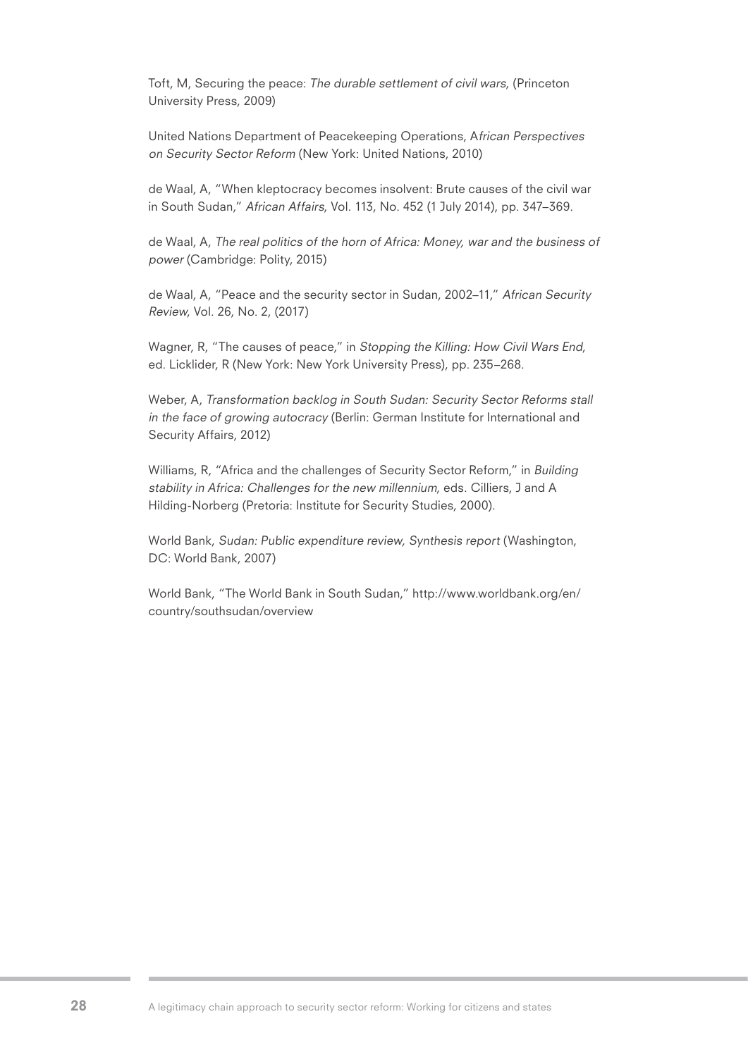Toft, M, Securing the peace: *The durable settlement of civil wars*, (Princeton University Press, 2009)

United Nations Department of Peacekeeping Operations, A*frican Perspectives on Security Sector Reform* (New York: United Nations, 2010)

de Waal, A, "When kleptocracy becomes insolvent: Brute causes of the civil war in South Sudan," *African Affairs*, Vol. 113, No. 452 (1 July 2014), pp. 347–369.

de Waal, A, *The real politics of the horn of Africa: Money, war and the business of power* (Cambridge: Polity, 2015)

de Waal, A, "Peace and the security sector in Sudan, 2002–11," *African Security Review*, Vol. 26, No. 2, (2017)

Wagner, R, "The causes of peace," in *Stopping the Killing: How Civil Wars End*, ed. Licklider, R (New York: New York University Press), pp. 235–268.

Weber, A, *Transformation backlog in South Sudan: Security Sector Reforms stall in the face of growing autocracy* (Berlin: German Institute for International and Security Affairs, 2012)

Williams, R, "Africa and the challenges of Security Sector Reform," in *Building stability in Africa: Challenges for the new millennium*, eds. Cilliers, J and A Hilding-Norberg (Pretoria: Institute for Security Studies, 2000).

World Bank, *Sudan: Public expenditure review, Synthesis report* (Washington, DC: World Bank, 2007)

World Bank, "The World Bank in South Sudan," http://www.worldbank.org/en/country/southsudan/overview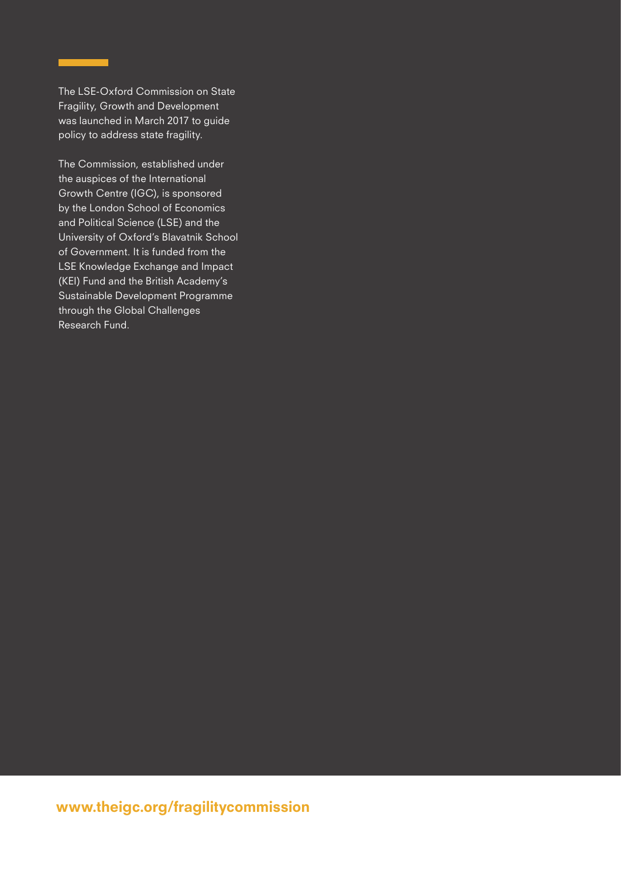The LSE-Oxford Commission on State Fragility, Growth and Development was launched in March 2017 to guide policy to address state fragility.

The Commission, established under the auspices of the International Growth Centre (IGC), is sponsored by the London School of Economics and Political Science (LSE) and the University of Oxford's Blavatnik School of Government. It is funded from the LSE Knowledge Exchange and Impact (KEI) Fund and the British Academy's Sustainable Development Programme through the Global Challenges Research Fund.

**www.theigc.org/fragilitycommission**